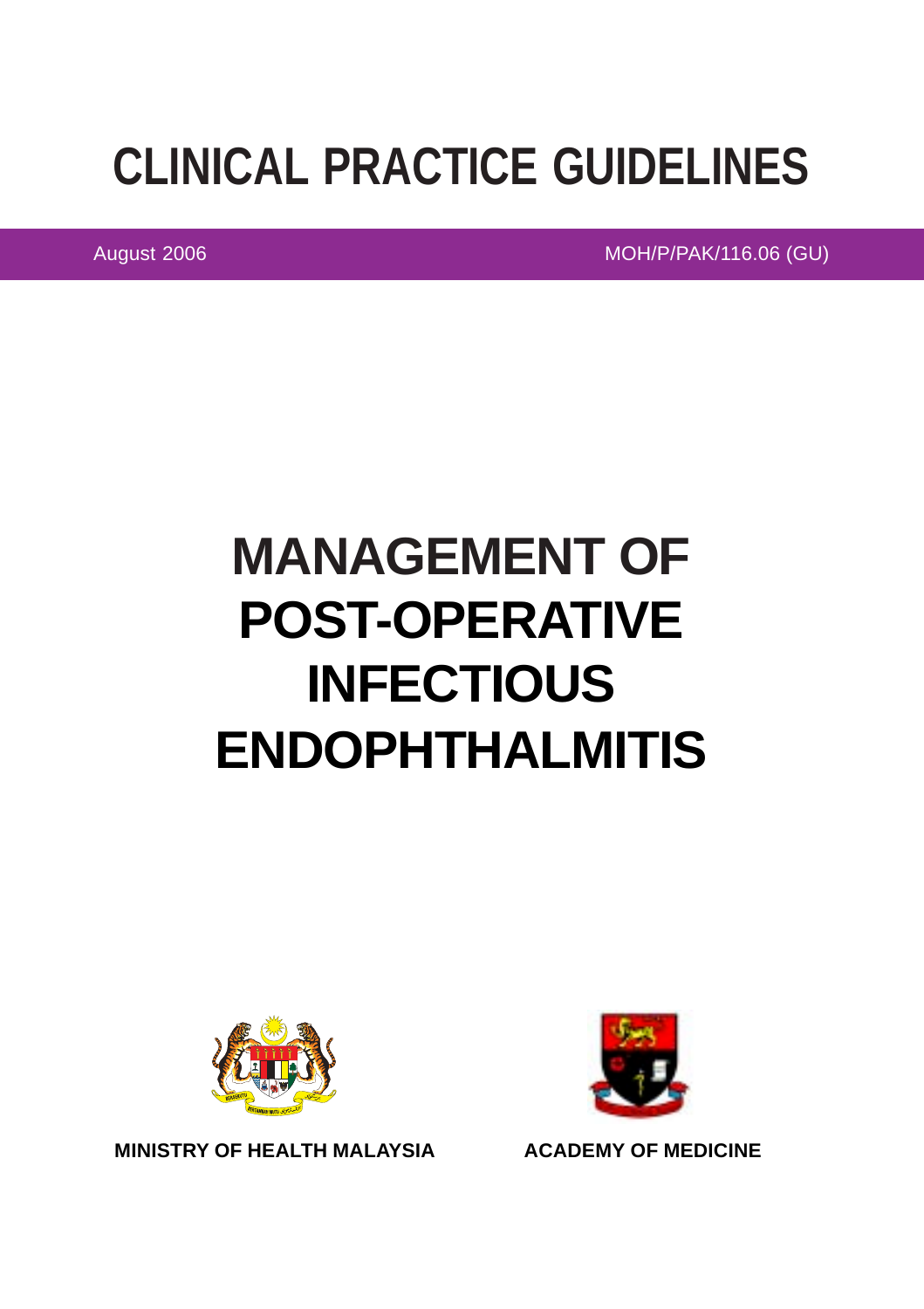# CLINICAL PRACTICE GUIDELINES

August 2006

MOH/P/PAK/116.06 (GU)

# MANAGEMENT OF POST-OPERATIVE INFECTIOUS ENDOPHTHALMITIS

**MINISTRY OF HEALTH MALAYSIA**

**ACADEMY OF MEDICINE**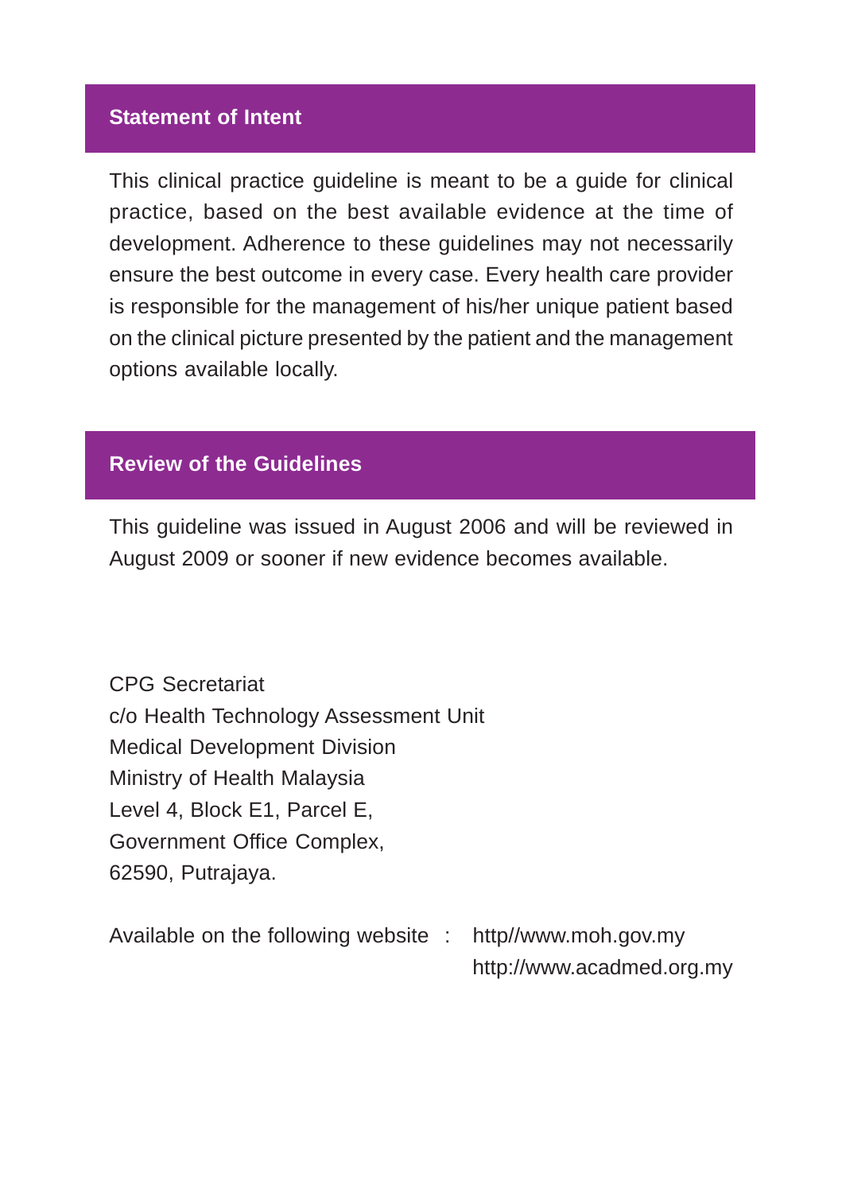## Statement of Intent

This clinical practice guideline is meant to be a guide for clinical practice, based on the best available evidence at the time of development. Adherence to these guidelines may not necessarily ensure the best outcome in every case. Every health care provider is responsible for the management of his/her unique patient based on the clinical picture presented by the patient and the management options available locally.

## Review of the Guidelines

This guideline was issued in August 2006 and will be reviewed in August 2009 or sooner if new evidence becomes available.

CPG Secretariat
c/o Health Technology Assessment Unit
Medical Development Division
Ministry of Health Malaysia
Level 4, Block E1, Parcel E,
Government Office Complex,
62590, Putrajaya.

Available on the following website : http//www.moh.gov.my
http://www.acadmed.org.my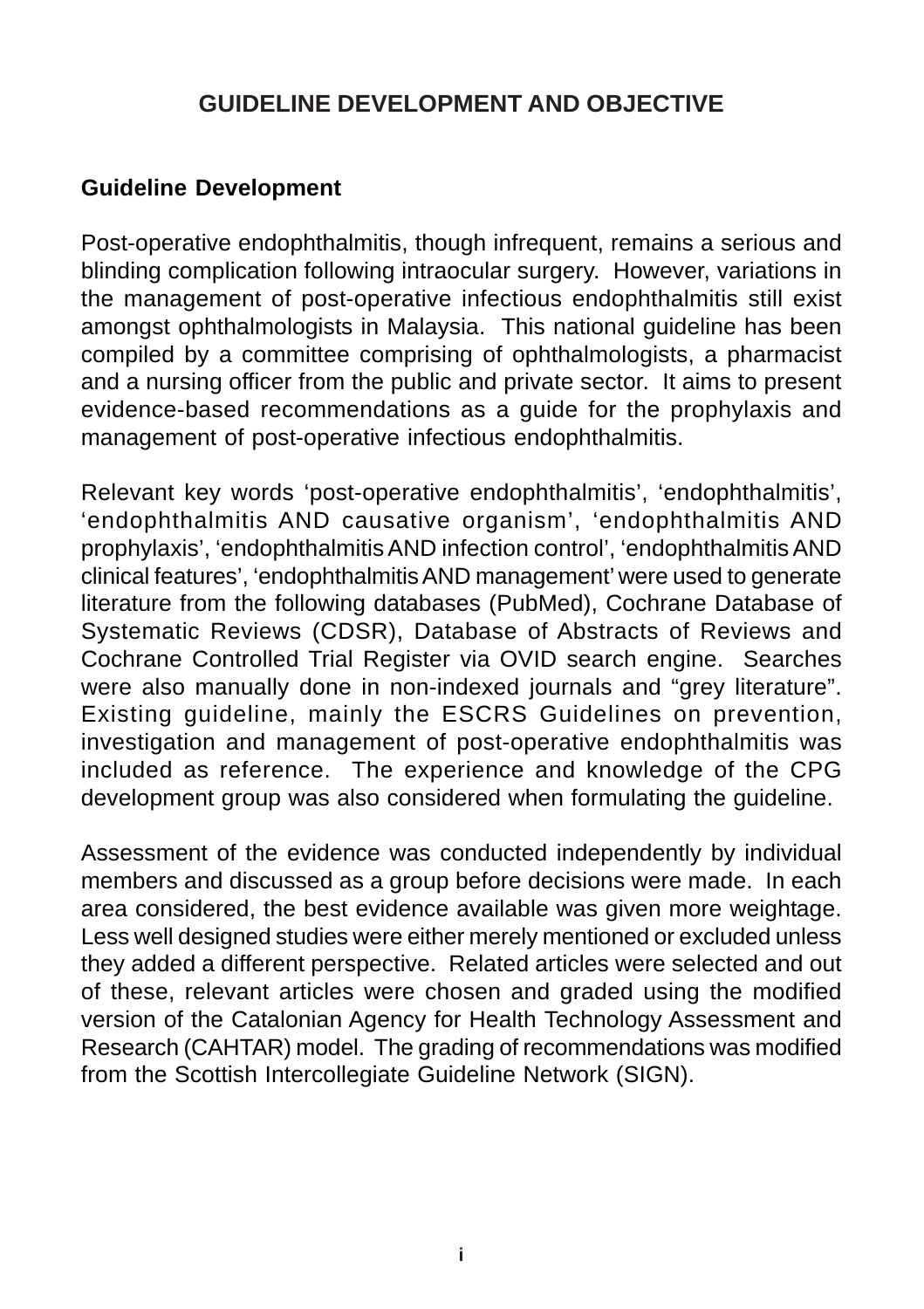# GUIDELINE DEVELOPMENT AND OBJECTIVE

## Guideline Development

Post-operative endophthalmitis, though infrequent, remains a serious and blinding complication following intraocular surgery. However, variations in the management of post-operative infectious endophthalmitis still exist amongst ophthalmologists in Malaysia. This national guideline has been compiled by a committee comprising of ophthalmologists, a pharmacist and a nursing officer from the public and private sector. It aims to present evidence-based recommendations as a guide for the prophylaxis and management of post-operative infectious endophthalmitis.

Relevant key words 'post-operative endophthalmitis', 'endophthalmitis', 'endophthalmitis AND causative organism', 'endophthalmitis AND prophylaxis', 'endophthalmitis AND infection control', 'endophthalmitis AND clinical features', 'endophthalmitis AND management' were used to generate literature from the following databases (PubMed), Cochrane Database of Systematic Reviews (CDSR), Database of Abstracts of Reviews and Cochrane Controlled Trial Register via OVID search engine. Searches were also manually done in non-indexed journals and "grey literature". Existing guideline, mainly the ESCRS Guidelines on prevention, investigation and management of post-operative endophthalmitis was included as reference. The experience and knowledge of the CPG development group was also considered when formulating the guideline.

Assessment of the evidence was conducted independently by individual members and discussed as a group before decisions were made. In each area considered, the best evidence available was given more weightage. Less well designed studies were either merely mentioned or excluded unless they added a different perspective. Related articles were selected and out of these, relevant articles were chosen and graded using the modified version of the Catalonian Agency for Health Technology Assessment and Research (CAHTAR) model. The grading of recommendations was modified from the Scottish Intercollegiate Guideline Network (SIGN).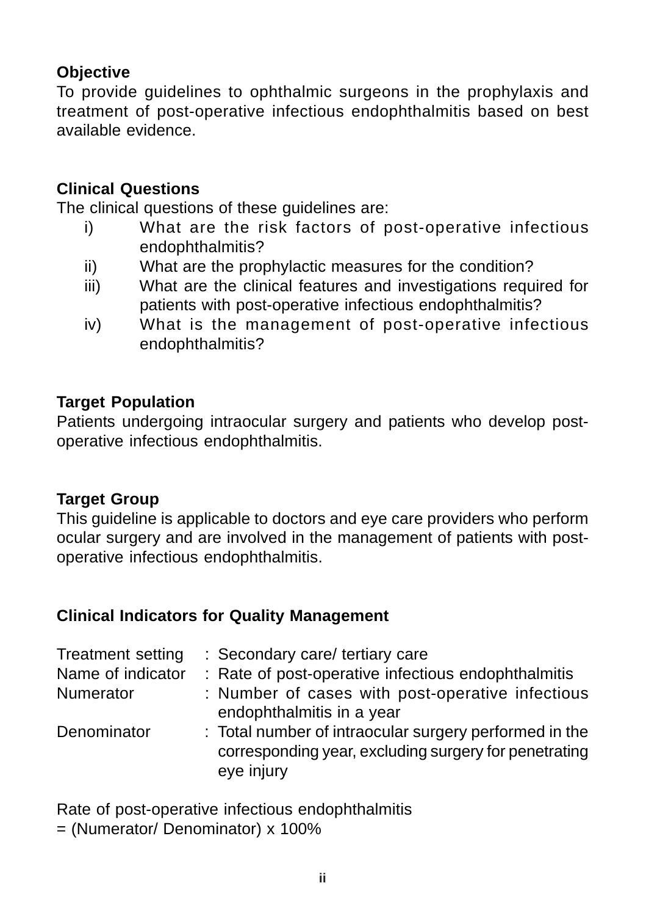**Objective**

To provide guidelines to ophthalmic surgeons in the prophylaxis and treatment of post-operative infectious endophthalmitis based on best available evidence.

**Clinical Questions**

The clinical questions of these guidelines are:

i) What are the risk factors of post-operative infectious endophthalmitis?
ii) What are the prophylactic measures for the condition?
iii) What are the clinical features and investigations required for patients with post-operative infectious endophthalmitis?
iv) What is the management of post-operative infectious endophthalmitis?

**Target Population**

Patients undergoing intraocular surgery and patients who develop post-operative infectious endophthalmitis.

**Target Group**

This guideline is applicable to doctors and eye care providers who perform ocular surgery and are involved in the management of patients with post-operative infectious endophthalmitis.

**Clinical Indicators for Quality Management**

| | |
|---|---|
| Treatment setting | : Secondary care/ tertiary care |
| Name of indicator | : Rate of post-operative infectious endophthalmitis |
| Numerator | : Number of cases with post-operative infectious endophthalmitis in a year |
| Denominator | : Total number of intraocular surgery performed in the corresponding year, excluding surgery for penetrating eye injury |

Rate of post-operative infectious endophthalmitis
= (Numerator/ Denominator) x 100%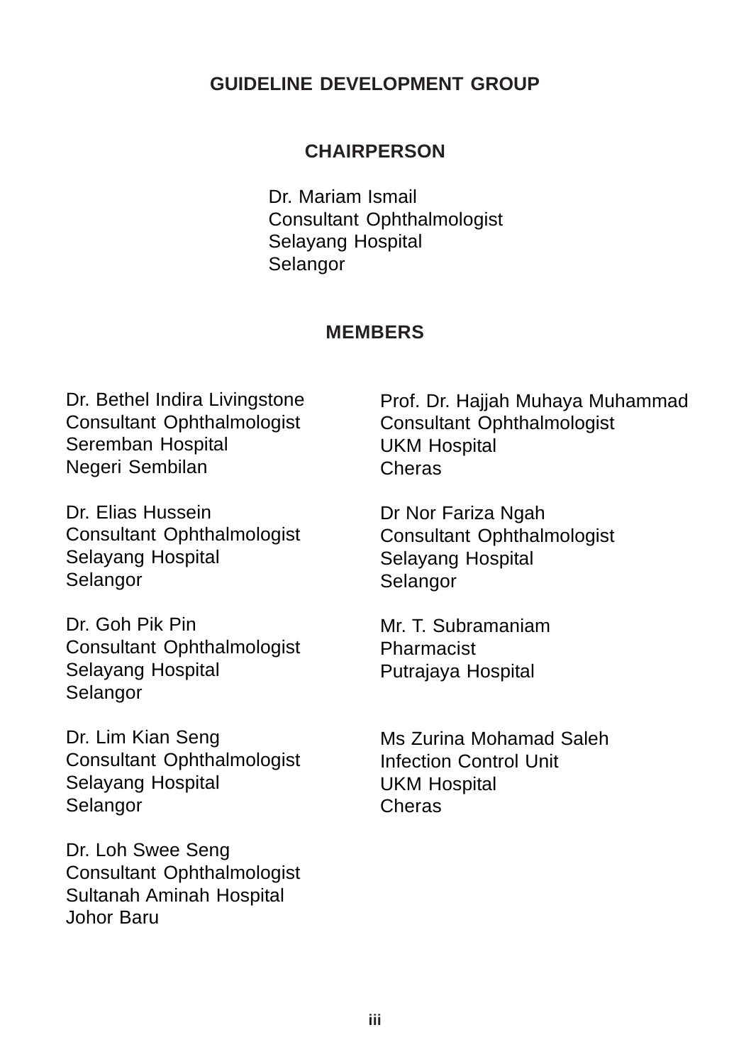# GUIDELINE DEVELOPMENT GROUP

## CHAIRPERSON

Dr. Mariam Ismail
Consultant Ophthalmologist
Selayang Hospital
Selangor

## MEMBERS

Dr. Bethel Indira Livingstone
Consultant Ophthalmologist
Seremban Hospital
Negeri Sembilan

Dr. Elias Hussein
Consultant Ophthalmologist
Selayang Hospital
Selangor

Dr. Goh Pik Pin
Consultant Ophthalmologist
Selayang Hospital
Selangor

Dr. Lim Kian Seng
Consultant Ophthalmologist
Selayang Hospital
Selangor

Dr. Loh Swee Seng
Consultant Ophthalmologist
Sultanah Aminah Hospital
Johor Baru

Prof. Dr. Hajjah Muhaya Muhammad
Consultant Ophthalmologist
UKM Hospital
Cheras

Dr Nor Fariza Ngah
Consultant Ophthalmologist
Selayang Hospital
Selangor

Mr. T. Subramaniam
Pharmacist
Putrajaya Hospital

Ms Zurina Mohamad Saleh
Infection Control Unit
UKM Hospital
Cheras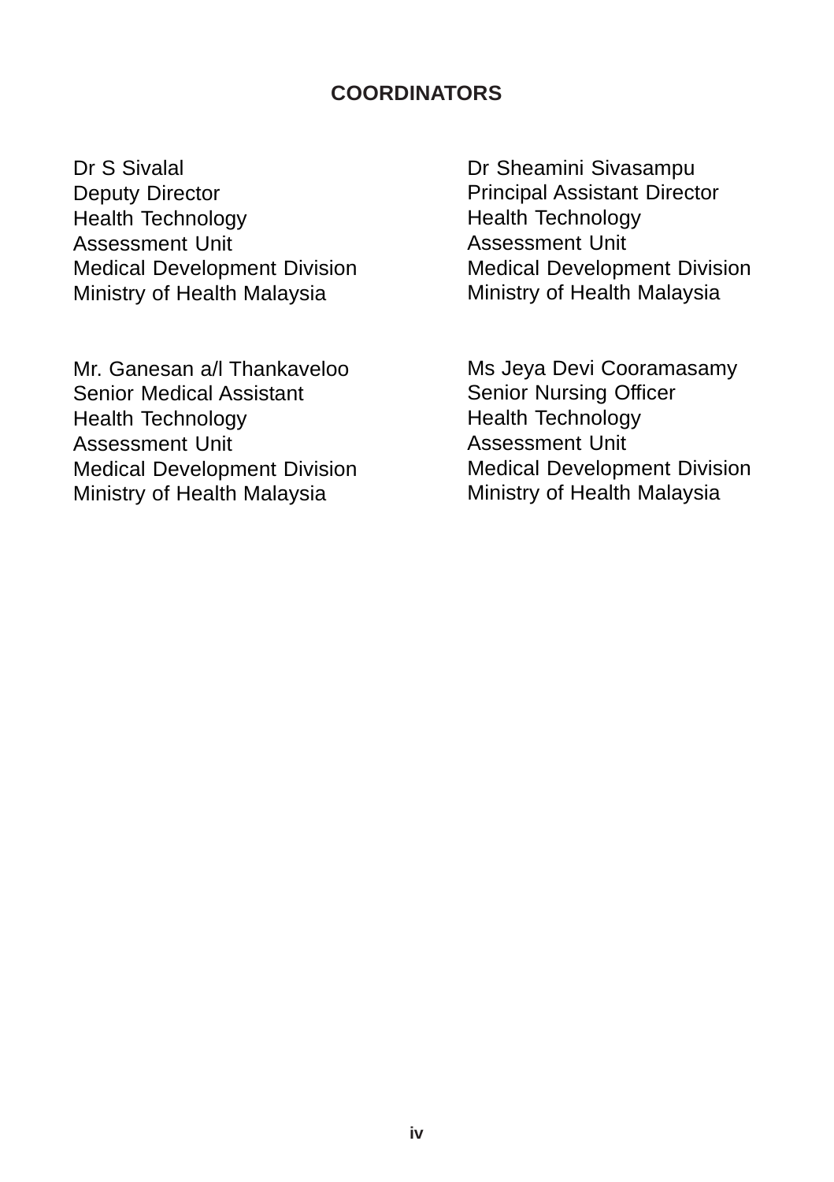## COORDINATORS

Dr S Sivalal
Deputy Director
Health Technology
Assessment Unit
Medical Development Division
Ministry of Health Malaysia

Dr Sheamini Sivasampu
Principal Assistant Director
Health Technology
Assessment Unit
Medical Development Division
Ministry of Health Malaysia

Mr. Ganesan a/l Thankaveloo
Senior Medical Assistant
Health Technology
Assessment Unit
Medical Development Division
Ministry of Health Malaysia

Ms Jeya Devi Cooramasamy
Senior Nursing Officer
Health Technology
Assessment Unit
Medical Development Division
Ministry of Health Malaysia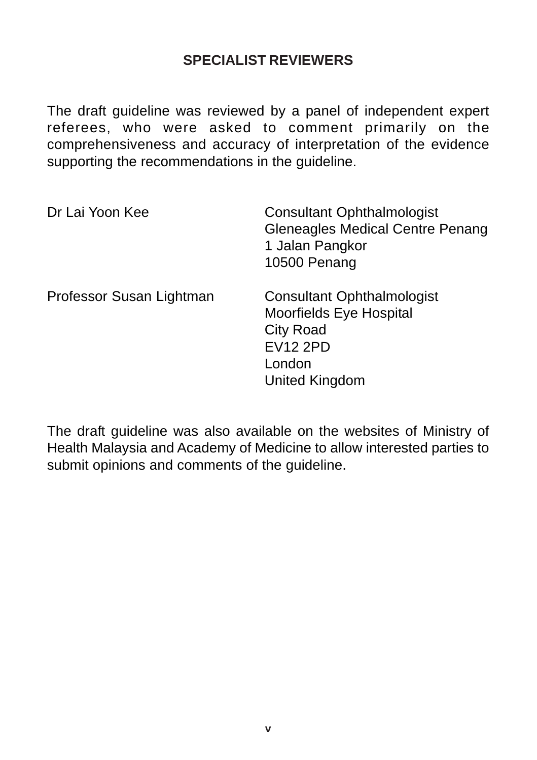## SPECIALIST REVIEWERS

The draft guideline was reviewed by a panel of independent expert referees, who were asked to comment primarily on the comprehensiveness and accuracy of interpretation of the evidence supporting the recommendations in the guideline.

| | |
|---|---|
| Dr Lai Yoon Kee | Consultant Ophthalmologist<br>Gleneagles Medical Centre Penang<br>1 Jalan Pangkor<br>10500 Penang |
| Professor Susan Lightman | Consultant Ophthalmologist<br>Moorfields Eye Hospital<br>City Road<br>EV12 2PD<br>London<br>United Kingdom |

The draft guideline was also available on the websites of Ministry of Health Malaysia and Academy of Medicine to allow interested parties to submit opinions and comments of the guideline.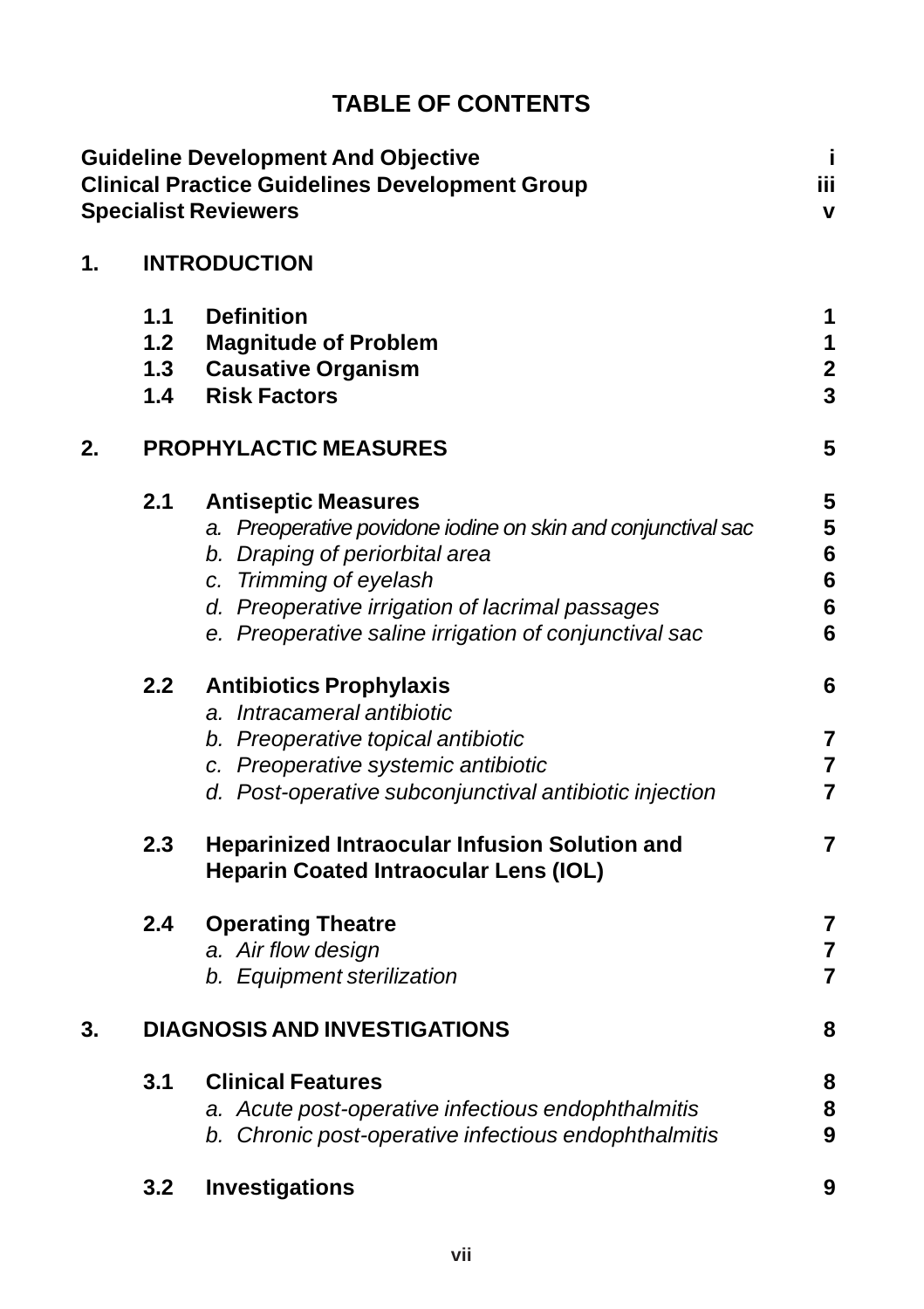# TABLE OF CONTENTS

| | | |
|---|---|---|
| **Guideline Development And Objective** | | **i** |
| **Clinical Practice Guidelines Development Group** | | **iii** |
| **Specialist Reviewers** | | **v** |
| **1.** | **INTRODUCTION** | |
| **1.1** | **Definition** | **1** |
| **1.2** | **Magnitude of Problem** | **1** |
| **1.3** | **Causative Organism** | **2** |
| **1.4** | **Risk Factors** | **3** |
| **2.** | **PROPHYLACTIC MEASURES** | **5** |
| **2.1** | **Antiseptic Measures** | **5** |
| | *a. Preoperative povidone iodine on skin and conjunctival sac* | **5** |
| | *b. Draping of periorbital area* | **6** |
| | *c. Trimming of eyelash* | **6** |
| | *d. Preoperative irrigation of lacrimal passages* | **6** |
| | *e. Preoperative saline irrigation of conjunctival sac* | **6** |
| **2.2** | **Antibiotics Prophylaxis** | **6** |
| | *a. Intracameral antibiotic* | |
| | *b. Preoperative topical antibiotic* | **7** |
| | *c. Preoperative systemic antibiotic* | **7** |
| | *d. Post-operative subconjunctival antibiotic injection* | **7** |
| **2.3** | **Heparinized Intraocular Infusion Solution and Heparin Coated Intraocular Lens (IOL)** | **7** |
| **2.4** | **Operating Theatre** | **7** |
| | *a. Air flow design* | **7** |
| | *b. Equipment sterilization* | **7** |
| **3.** | **DIAGNOSIS AND INVESTIGATIONS** | **8** |
| **3.1** | **Clinical Features** | **8** |
| | *a. Acute post-operative infectious endophthalmitis* | **8** |
| | *b. Chronic post-operative infectious endophthalmitis* | **9** |
| **3.2** | **Investigations** | **9** |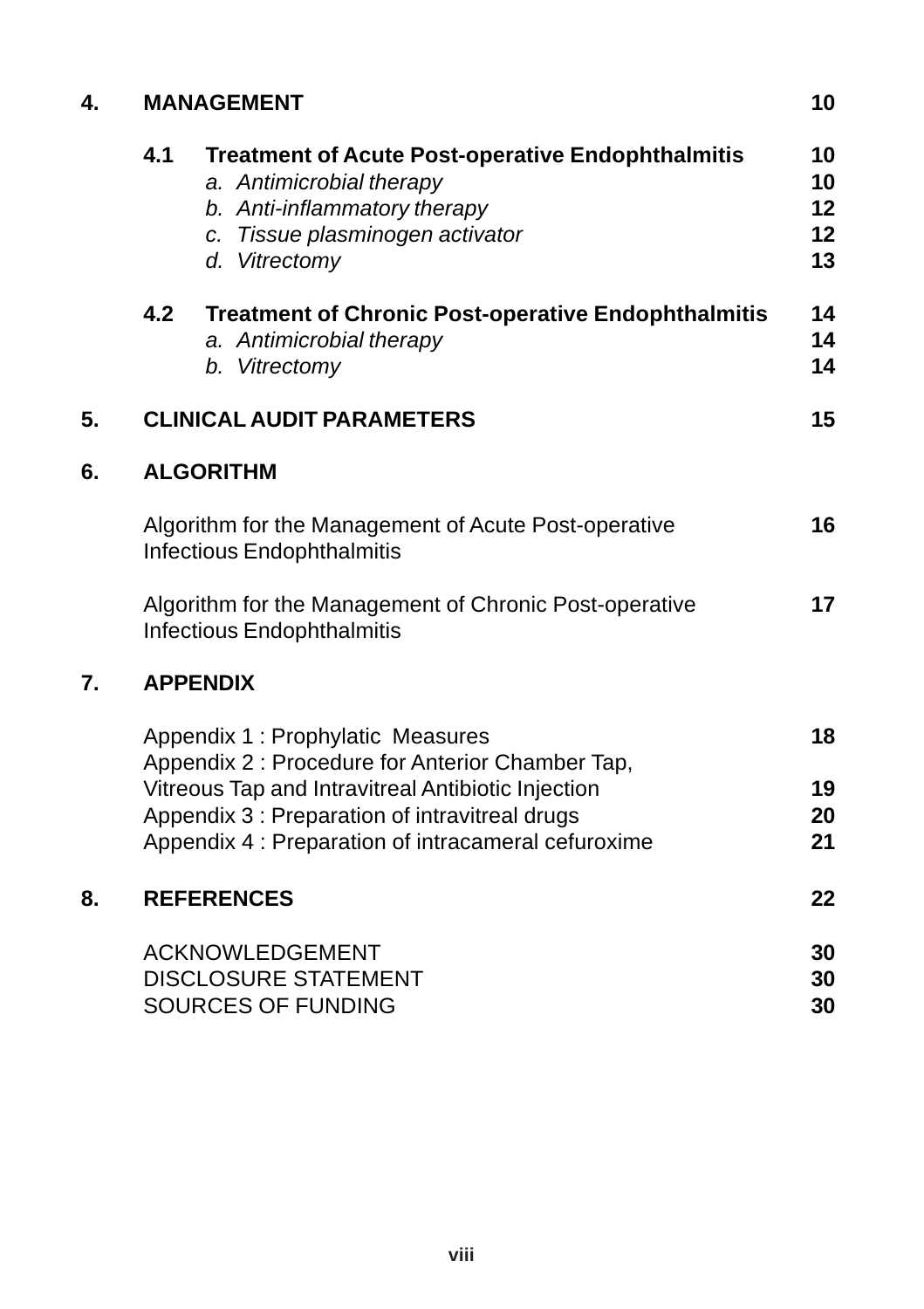| | | | |
|---|---|---|---|
| **4.** | **MANAGEMENT** | | **10** |
| | **4.1** | **Treatment of Acute Post-operative Endophthalmitis** | **10** |
| | | *a. Antimicrobial therapy* | **10** |
| | | *b. Anti-inflammatory therapy* | **12** |
| | | *c. Tissue plasminogen activator* | **12** |
| | | *d. Vitrectomy* | **13** |
| | **4.2** | **Treatment of Chronic Post-operative Endophthalmitis** | **14** |
| | | *a. Antimicrobial therapy* | **14** |
| | | *b. Vitrectomy* | **14** |
| **5.** | **CLINICAL AUDIT PARAMETERS** | | **15** |
| **6.** | **ALGORITHM** | | |
| | Algorithm for the Management of Acute Post-operative Infectious Endophthalmitis | | **16** |
| | Algorithm for the Management of Chronic Post-operative Infectious Endophthalmitis | | **17** |
| **7.** | **APPENDIX** | | |
| | Appendix 1 : Prophylatic Measures | | **18** |
| | Appendix 2 : Procedure for Anterior Chamber Tap, Vitreous Tap and Intravitreal Antibiotic Injection | | **19** |
| | Appendix 3 : Preparation of intravitreal drugs | | **20** |
| | Appendix 4 : Preparation of intracameral cefuroxime | | **21** |
| **8.** | **REFERENCES** | | **22** |
| | ACKNOWLEDGEMENT | | **30** |
| | DISCLOSURE STATEMENT | | **30** |
| | SOURCES OF FUNDING | | **30** |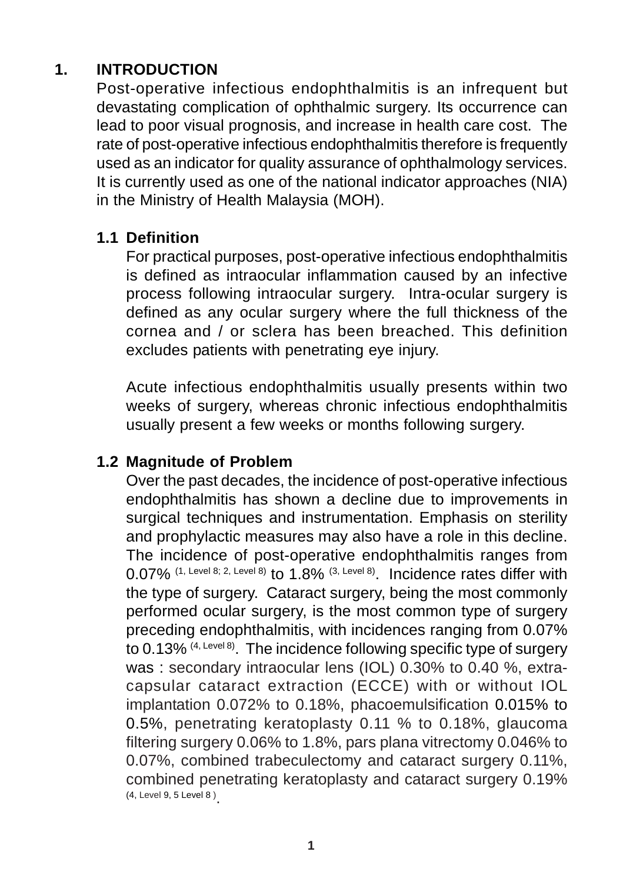# 1. INTRODUCTION

Post-operative infectious endophthalmitis is an infrequent but devastating complication of ophthalmic surgery. Its occurrence can lead to poor visual prognosis, and increase in health care cost. The rate of post-operative infectious endophthalmitis therefore is frequently used as an indicator for quality assurance of ophthalmology services. It is currently used as one of the national indicator approaches (NIA) in the Ministry of Health Malaysia (MOH).

## 1.1 Definition

For practical purposes, post-operative infectious endophthalmitis is defined as intraocular inflammation caused by an infective process following intraocular surgery. Intra-ocular surgery is defined as any ocular surgery where the full thickness of the cornea and / or sclera has been breached. This definition excludes patients with penetrating eye injury.

Acute infectious endophthalmitis usually presents within two weeks of surgery, whereas chronic infectious endophthalmitis usually present a few weeks or months following surgery.

## 1.2 Magnitude of Problem

Over the past decades, the incidence of post-operative infectious endophthalmitis has shown a decline due to improvements in surgical techniques and instrumentation. Emphasis on sterility and prophylactic measures may also have a role in this decline. The incidence of post-operative endophthalmitis ranges from 0.07% [1, Level 8; 2, Level 8] to 1.8% [3, Level 8]. Incidence rates differ with the type of surgery. Cataract surgery, being the most commonly performed ocular surgery, is the most common type of surgery preceding endophthalmitis, with incidences ranging from 0.07% to 0.13% [4, Level 8]. The incidence following specific type of surgery was : secondary intraocular lens (IOL) 0.30% to 0.40 %, extra-capsular cataract extraction (ECCE) with or without IOL implantation 0.072% to 0.18%, phacoemulsification 0.015% to 0.5%, penetrating keratoplasty 0.11 % to 0.18%, glaucoma filtering surgery 0.06% to 1.8%, pars plana vitrectomy 0.046% to 0.07%, combined trabeculectomy and cataract surgery 0.11%, combined penetrating keratoplasty and cataract surgery 0.19% [4, Level 9, 5 Level 8].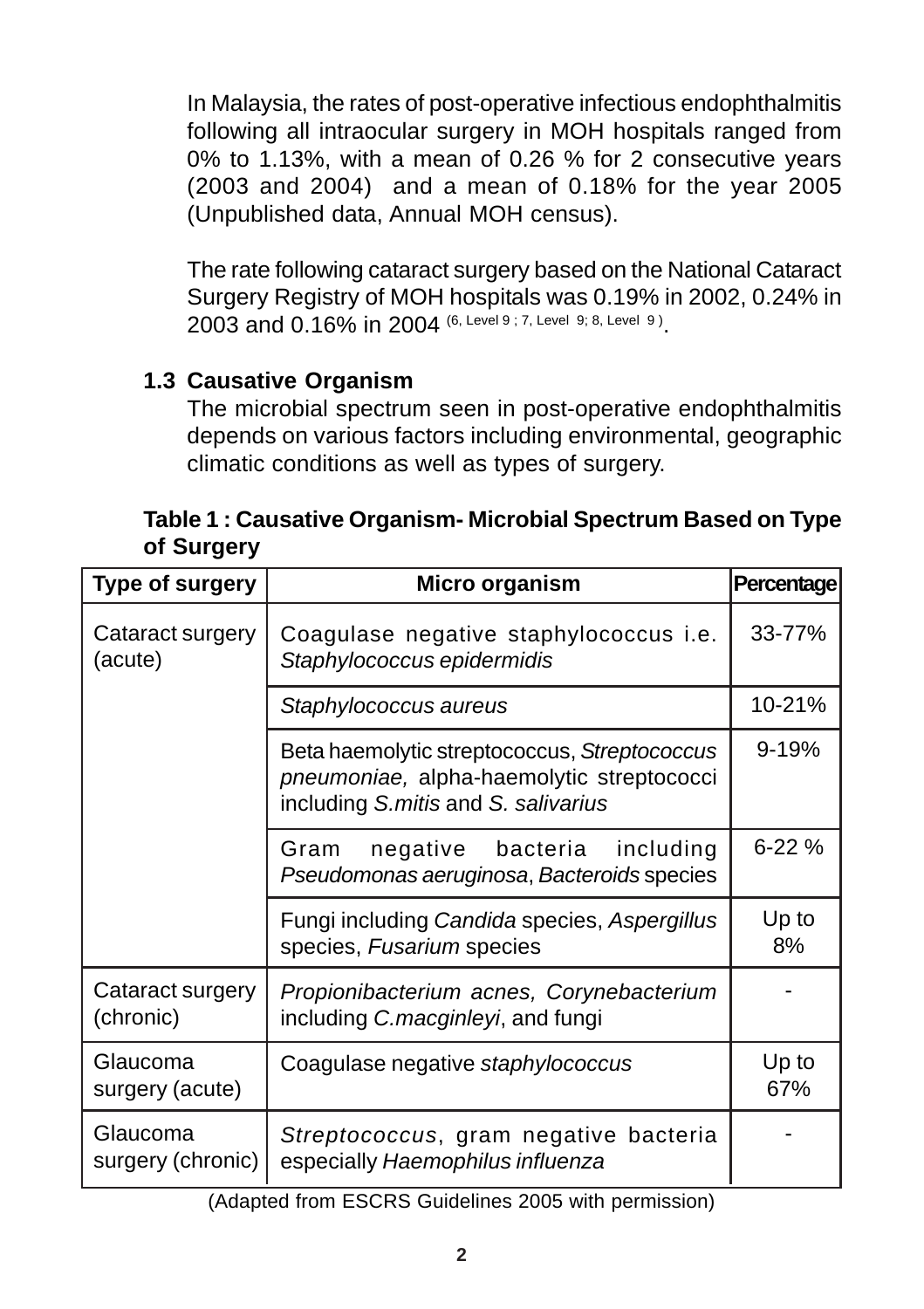In Malaysia, the rates of post-operative infectious endophthalmitis following all intraocular surgery in MOH hospitals ranged from 0% to 1.13%, with a mean of 0.26 % for 2 consecutive years (2003 and 2004) and a mean of 0.18% for the year 2005 (Unpublished data, Annual MOH census).

The rate following cataract surgery based on the National Cataract Surgery Registry of MOH hospitals was 0.19% in 2002, 0.24% in 2003 and 0.16% in 2004 [6, Level 9 ; 7, Level 9; 8, Level 9].

### 1.3 Causative Organism

The microbial spectrum seen in post-operative endophthalmitis depends on various factors including environmental, geographic climatic conditions as well as types of surgery.

**Table 1 : Causative Organism- Microbial Spectrum Based on Type of Surgery**

| Type of surgery | Micro organism | Percentage |
|---|---|---|
| Cataract surgery (acute) | Coagulase negative staphylococcus i.e. *Staphylococcus epidermidis* | 33-77% |
| | *Staphylococcus aureus* | 10-21% |
| | Beta haemolytic streptococcus, *Streptococcus pneumoniae,* alpha-haemolytic streptococci including *S.mitis* and *S. salivarius* | 9-19% |
| | Gram negative bacteria including *Pseudomonas aeruginosa*, *Bacteroids* species | 6-22 % |
| | Fungi including *Candida* species, *Aspergillus* species, *Fusarium* species | Up to 8% |
| Cataract surgery (chronic) | *Propionibacterium acnes, Corynebacterium* including *C.macginleyi*, and fungi | - |
| Glaucoma surgery (acute) | Coagulase negative *staphylococcus* | Up to 67% |
| Glaucoma surgery (chronic) | *Streptococcus*, gram negative bacteria especially *Haemophilus influenza* | - |

(Adapted from ESCRS Guidelines 2005 with permission)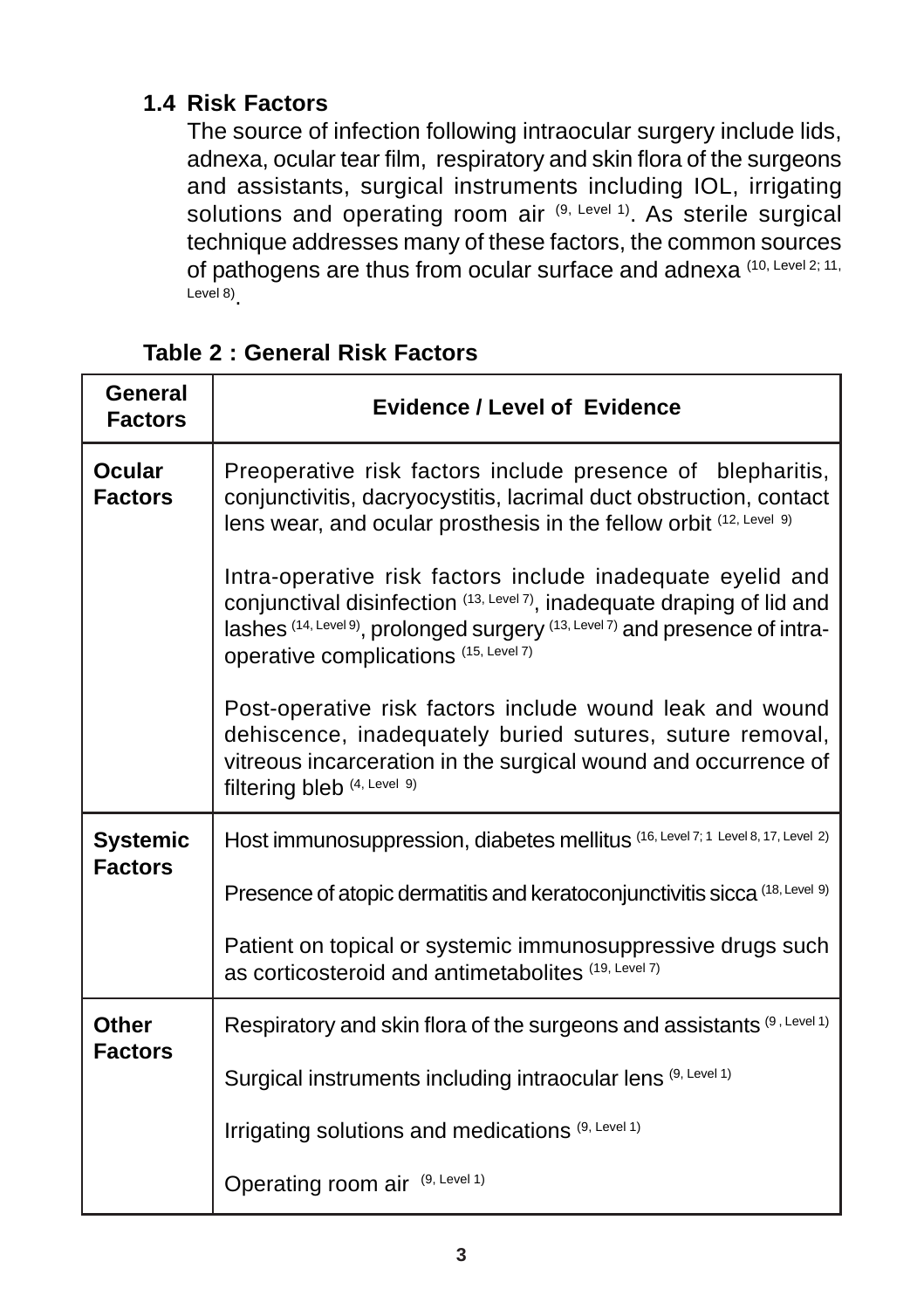## 1.4 Risk Factors

The source of infection following intraocular surgery include lids, adnexa, ocular tear film, respiratory and skin flora of the surgeons and assistants, surgical instruments including IOL, irrigating solutions and operating room air [9, Level 1]. As sterile surgical technique addresses many of these factors, the common sources of pathogens are thus from ocular surface and adnexa [10, Level 2; 11, Level 8].

**Table 2 : General Risk Factors**

| General Factors | Evidence / Level of Evidence |
|---|---|
| **Ocular Factors** | Preoperative risk factors include presence of blepharitis, conjunctivitis, dacryocystitis, lacrimal duct obstruction, contact lens wear, and ocular prosthesis in the fellow orbit [12, Level 9] |
| | Intra-operative risk factors include inadequate eyelid and conjunctival disinfection [13, Level 7], inadequate draping of lid and lashes [14, Level 9], prolonged surgery [13, Level 7] and presence of intra-operative complications [15, Level 7] |
| | Post-operative risk factors include wound leak and wound dehiscence, inadequately buried sutures, suture removal, vitreous incarceration in the surgical wound and occurrence of filtering bleb [4, Level 9] |
| **Systemic Factors** | Host immunosuppression, diabetes mellitus [16, Level 7; 1 Level 8, 17, Level 2] |
| | Presence of atopic dermatitis and keratoconjunctivitis sicca [18, Level 9] |
| | Patient on topical or systemic immunosuppressive drugs such as corticosteroid and antimetabolites [19, Level 7] |
| **Other Factors** | Respiratory and skin flora of the surgeons and assistants [9, Level 1] |
| | Surgical instruments including intraocular lens [9, Level 1] |
| | Irrigating solutions and medications [9, Level 1] |
| | Operating room air [9, Level 1] |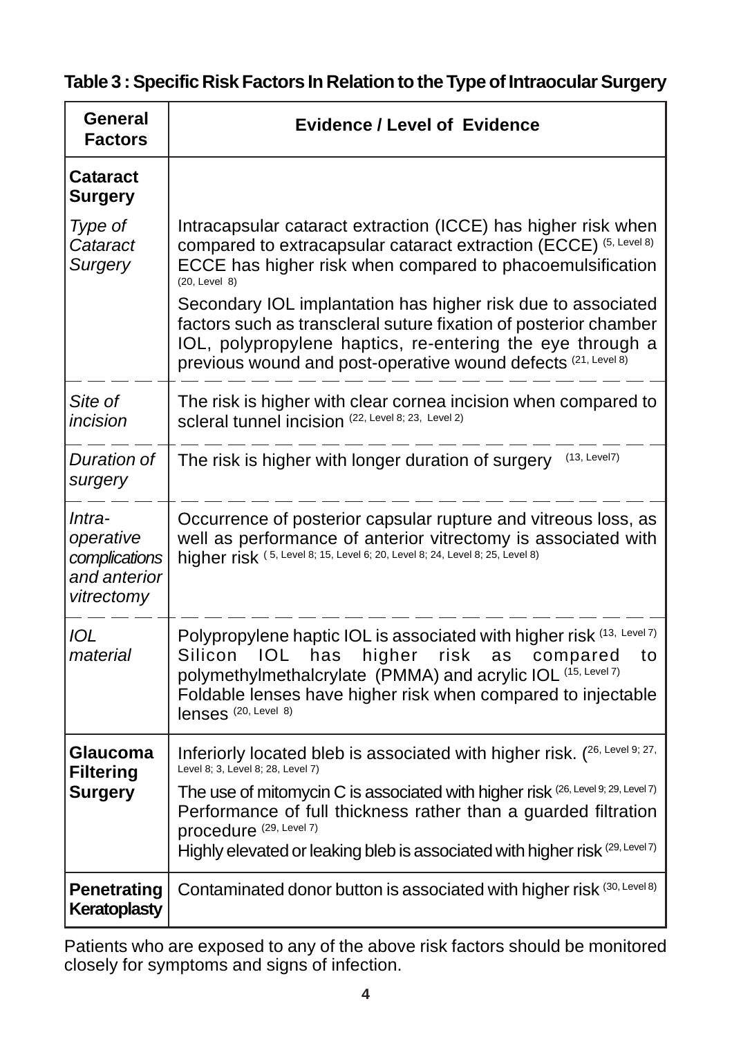**Table 3 : Specific Risk Factors In Relation to the Type of Intraocular Surgery**

| General Factors | Evidence / Level of Evidence |
|---|---|
| **Cataract Surgery** | |
| *Type of Cataract Surgery* | Intracapsular cataract extraction (ICCE) has higher risk when compared to extracapsular cataract extraction (ECCE) [5, Level 8] ECCE has higher risk when compared to phacoemulsification [20, Level 8]<br>Secondary IOL implantation has higher risk due to associated factors such as transcleral suture fixation of posterior chamber IOL, polypropylene haptics, re-entering the eye through a previous wound and post-operative wound defects [21, Level 8] |
| *Site of incision* | The risk is higher with clear cornea incision when compared to scleral tunnel incision [22, Level 8; 23, Level 2] |
| *Duration of surgery* | The risk is higher with longer duration of surgery [13, Level7] |
| *Intra-operative complications and anterior vitrectomy* | Occurrence of posterior capsular rupture and vitreous loss, as well as performance of anterior vitrectomy is associated with higher risk [5, Level 8; 15, Level 6; 20, Level 8; 24, Level 8; 25, Level 8] |
| *IOL material* | Polypropylene haptic IOL is associated with higher risk [13, Level 7]<br>Silicon IOL has higher risk as compared to polymethylmethalcrylate (PMMA) and acrylic IOL [15, Level 7]<br>Foldable lenses have higher risk when compared to injectable lenses [20, Level 8] |
| **Glaucoma Filtering Surgery** | Inferiorly located bleb is associated with higher risk. [26, Level 9; 27, Level 8; 3, Level 8; 28, Level 7]<br>The use of mitomycin C is associated with higher risk [26, Level 9; 29, Level 7]<br>Performance of full thickness rather than a guarded filtration procedure [29, Level 7]<br>Highly elevated or leaking bleb is associated with higher risk [29, Level 7] |
| **Penetrating Keratoplasty** | Contaminated donor button is associated with higher risk [30, Level 8] |

Patients who are exposed to any of the above risk factors should be monitored closely for symptoms and signs of infection.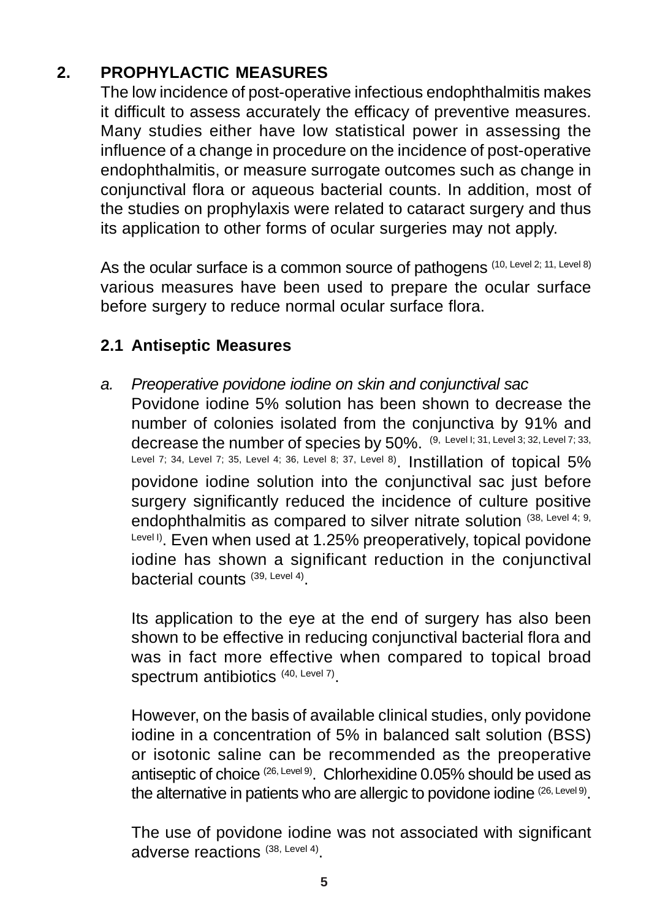## 2. PROPHYLACTIC MEASURES

The low incidence of post-operative infectious endophthalmitis makes it difficult to assess accurately the efficacy of preventive measures. Many studies either have low statistical power in assessing the influence of a change in procedure on the incidence of post-operative endophthalmitis, or measure surrogate outcomes such as change in conjunctival flora or aqueous bacterial counts. In addition, most of the studies on prophylaxis were related to cataract surgery and thus its application to other forms of ocular surgeries may not apply.

As the ocular surface is a common source of pathogens (10, Level 2; 11, Level 8) various measures have been used to prepare the ocular surface before surgery to reduce normal ocular surface flora.

### 2.1 Antiseptic Measures

a. *Preoperative povidone iodine on skin and conjunctival sac*

Povidone iodine 5% solution has been shown to decrease the number of colonies isolated from the conjunctiva by 91% and decrease the number of species by 50%. (9, Level I; 31, Level 3; 32, Level 7; 33, Level 7; 34, Level 7; 35, Level 4; 36, Level 8; 37, Level 8). Instillation of topical 5% povidone iodine solution into the conjunctival sac just before surgery significantly reduced the incidence of culture positive endophthalmitis as compared to silver nitrate solution (38, Level 4; 9, Level I). Even when used at 1.25% preoperatively, topical povidone iodine has shown a significant reduction in the conjunctival bacterial counts (39, Level 4).

Its application to the eye at the end of surgery has also been shown to be effective in reducing conjunctival bacterial flora and was in fact more effective when compared to topical broad spectrum antibiotics (40, Level 7).

However, on the basis of available clinical studies, only povidone iodine in a concentration of 5% in balanced salt solution (BSS) or isotonic saline can be recommended as the preoperative antiseptic of choice (26, Level 9). Chlorhexidine 0.05% should be used as the alternative in patients who are allergic to povidone iodine (26, Level 9).

The use of povidone iodine was not associated with significant adverse reactions (38, Level 4).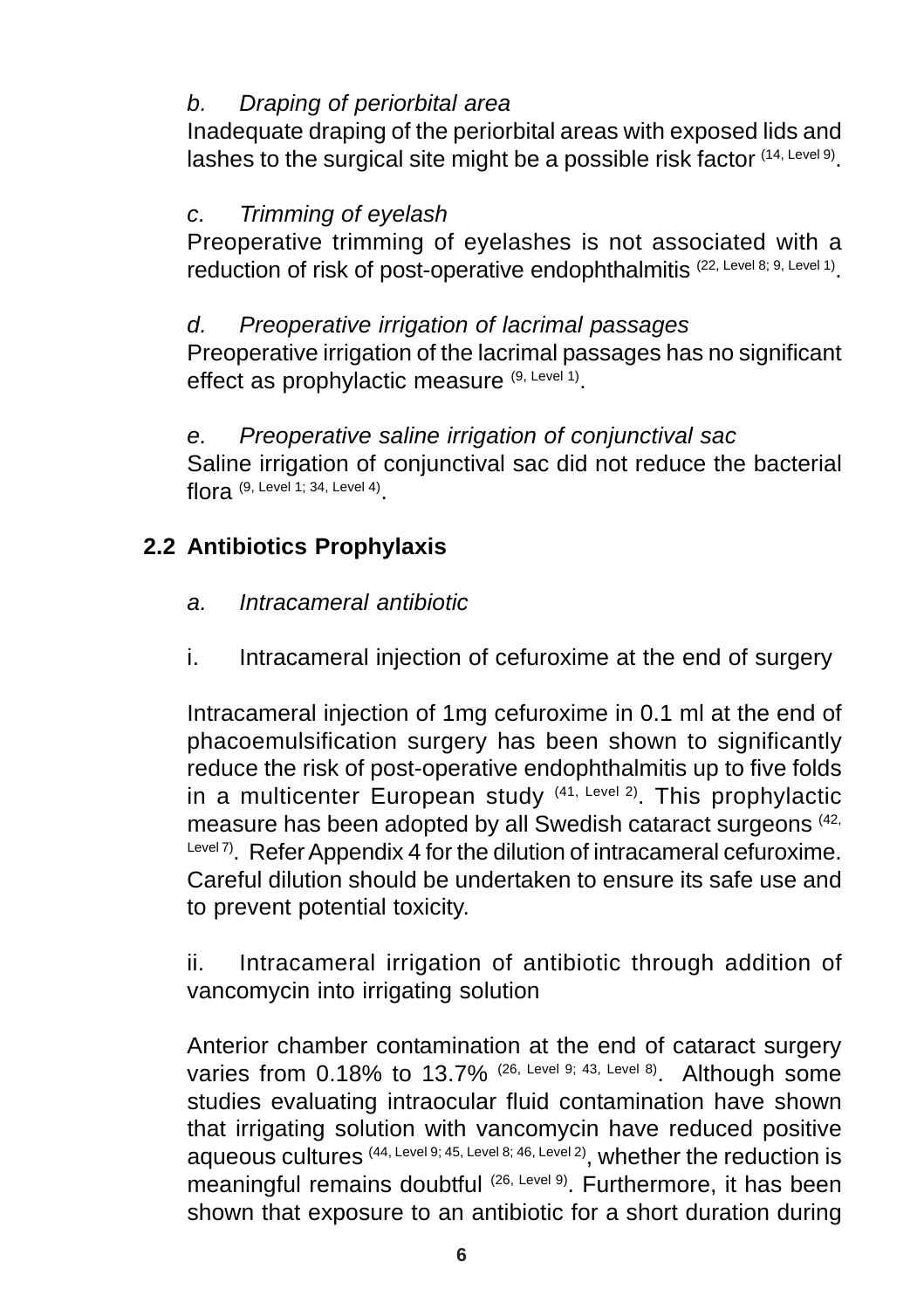*b. Draping of periorbital area*

Inadequate draping of the periorbital areas with exposed lids and lashes to the surgical site might be a possible risk factor [14, Level 9].

*c. Trimming of eyelash*

Preoperative trimming of eyelashes is not associated with a reduction of risk of post-operative endophthalmitis [22, Level 8; 9, Level 1].

*d. Preoperative irrigation of lacrimal passages*

Preoperative irrigation of the lacrimal passages has no significant effect as prophylactic measure [9, Level 1].

*e. Preoperative saline irrigation of conjunctival sac*

Saline irrigation of conjunctival sac did not reduce the bacterial flora [9, Level 1; 34, Level 4].

## 2.2 Antibiotics Prophylaxis

*a. Intracameral antibiotic*

i. Intracameral injection of cefuroxime at the end of surgery

Intracameral injection of 1mg cefuroxime in 0.1 ml at the end of phacoemulsification surgery has been shown to significantly reduce the risk of post-operative endophthalmitis up to five folds in a multicenter European study [41, Level 2]. This prophylactic measure has been adopted by all Swedish cataract surgeons [42, Level 7]. Refer Appendix 4 for the dilution of intracameral cefuroxime. Careful dilution should be undertaken to ensure its safe use and to prevent potential toxicity.

ii. Intracameral irrigation of antibiotic through addition of vancomycin into irrigating solution

Anterior chamber contamination at the end of cataract surgery varies from 0.18% to 13.7% [26, Level 9; 43, Level 8]. Although some studies evaluating intraocular fluid contamination have shown that irrigating solution with vancomycin have reduced positive aqueous cultures [44, Level 9; 45, Level 8; 46, Level 2], whether the reduction is meaningful remains doubtful [26, Level 9]. Furthermore, it has been shown that exposure to an antibiotic for a short duration during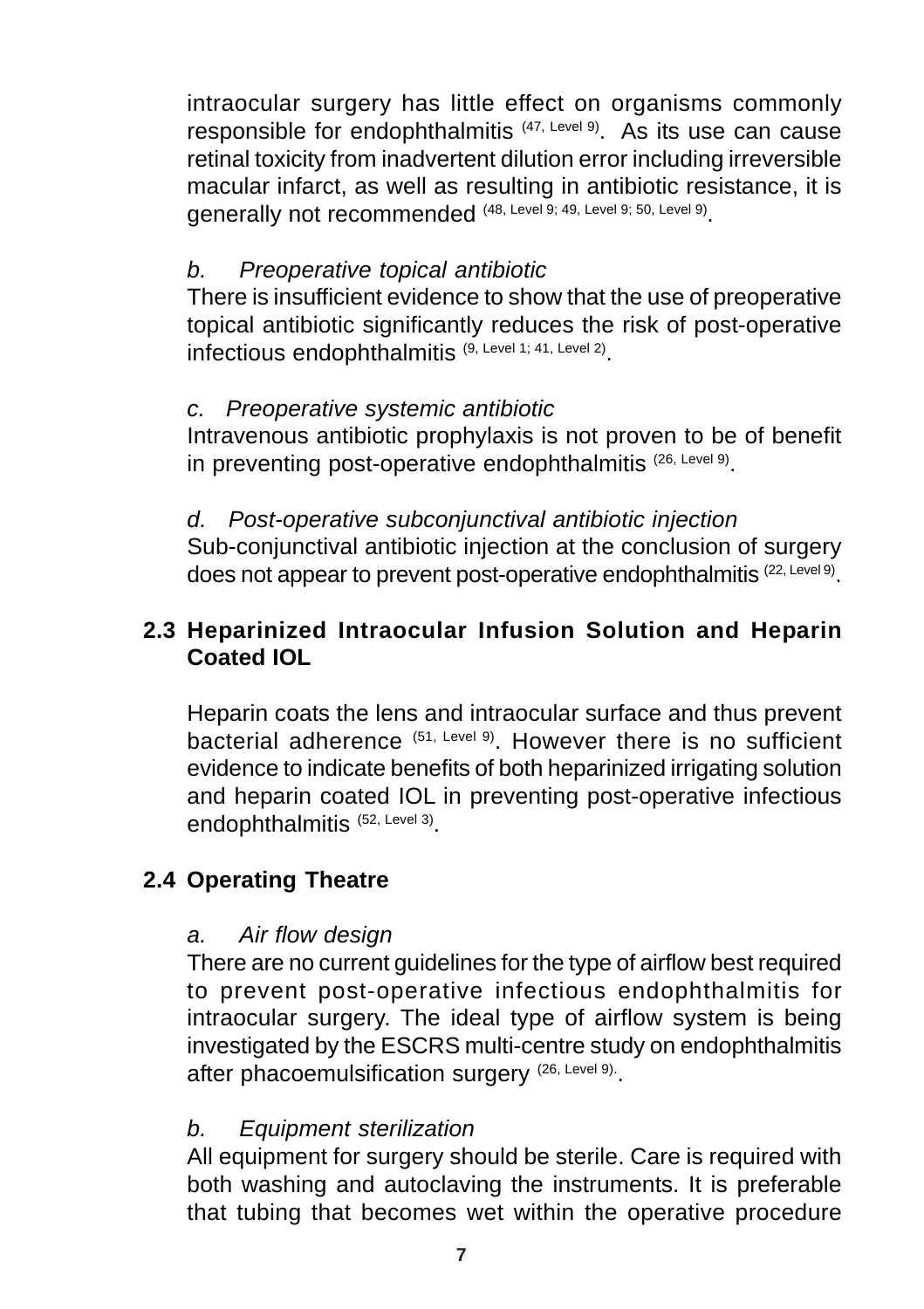intraocular surgery has little effect on organisms commonly responsible for endophthalmitis [47, Level 9]. As its use can cause retinal toxicity from inadvertent dilution error including irreversible macular infarct, as well as resulting in antibiotic resistance, it is generally not recommended [48, Level 9; 49, Level 9; 50, Level 9].

*b. Preoperative topical antibiotic*

There is insufficient evidence to show that the use of preoperative topical antibiotic significantly reduces the risk of post-operative infectious endophthalmitis [9, Level 1; 41, Level 2].

*c. Preoperative systemic antibiotic*

Intravenous antibiotic prophylaxis is not proven to be of benefit in preventing post-operative endophthalmitis [26, Level 9].

*d. Post-operative subconjunctival antibiotic injection*

Sub-conjunctival antibiotic injection at the conclusion of surgery does not appear to prevent post-operative endophthalmitis [22, Level 9].

### 2.3 Heparinized Intraocular Infusion Solution and Heparin Coated IOL

Heparin coats the lens and intraocular surface and thus prevent bacterial adherence [51, Level 9]. However there is no sufficient evidence to indicate benefits of both heparinized irrigating solution and heparin coated IOL in preventing post-operative infectious endophthalmitis [52, Level 3].

### 2.4 Operating Theatre

*a. Air flow design*

There are no current guidelines for the type of airflow best required to prevent post-operative infectious endophthalmitis for intraocular surgery. The ideal type of airflow system is being investigated by the ESCRS multi-centre study on endophthalmitis after phacoemulsification surgery [26, Level 9].

*b. Equipment sterilization*

All equipment for surgery should be sterile. Care is required with both washing and autoclaving the instruments. It is preferable that tubing that becomes wet within the operative procedure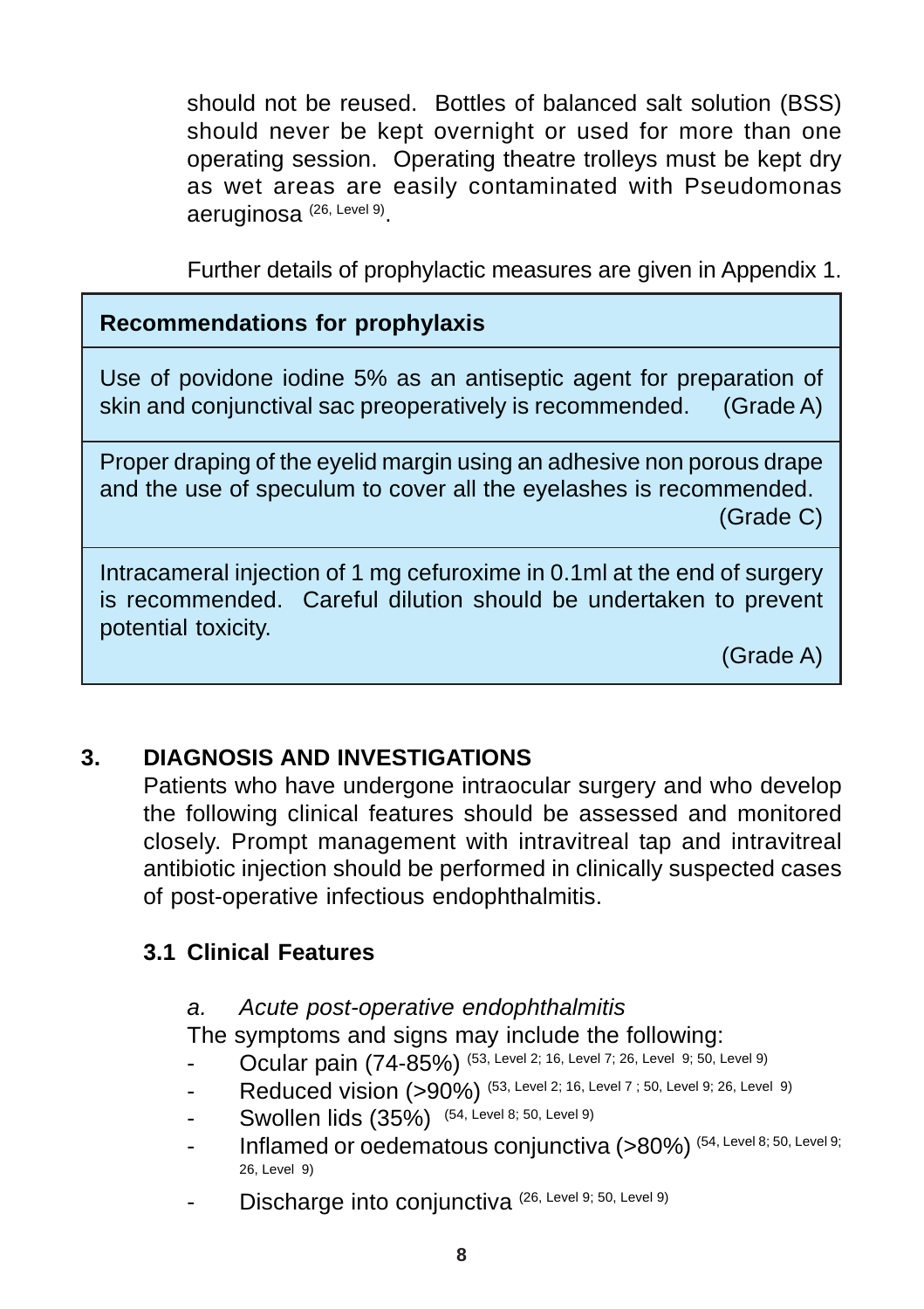should not be reused. Bottles of balanced salt solution (BSS) should never be kept overnight or used for more than one operating session. Operating theatre trolleys must be kept dry as wet areas are easily contaminated with Pseudomonas aeruginosa [26, Level 9].

Further details of prophylactic measures are given in Appendix 1.

| **Recommendations for prophylaxis** |
| --- |
| Use of povidone iodine 5% as an antiseptic agent for preparation of skin and conjunctival sac preoperatively is recommended. (Grade A) |
| Proper draping of the eyelid margin using an adhesive non porous drape and the use of speculum to cover all the eyelashes is recommended. (Grade C) |
| Intracameral injection of 1 mg cefuroxime in 0.1ml at the end of surgery is recommended. Careful dilution should be undertaken to prevent potential toxicity. (Grade A) |

## 3. DIAGNOSIS AND INVESTIGATIONS

Patients who have undergone intraocular surgery and who develop the following clinical features should be assessed and monitored closely. Prompt management with intravitreal tap and intravitreal antibiotic injection should be performed in clinically suspected cases of post-operative infectious endophthalmitis.

### 3.1 Clinical Features

*a. Acute post-operative endophthalmitis*

The symptoms and signs may include the following:

- Ocular pain (74-85%) [53, Level 2; 16, Level 7; 26, Level 9; 50, Level 9]
- Reduced vision (>90%) [53, Level 2; 16, Level 7 ; 50, Level 9; 26, Level 9]
- Swollen lids (35%) [54, Level 8; 50, Level 9]
- Inflamed or oedematous conjunctiva (>80%) [54, Level 8; 50, Level 9; 26, Level 9]
- Discharge into conjunctiva [26, Level 9; 50, Level 9]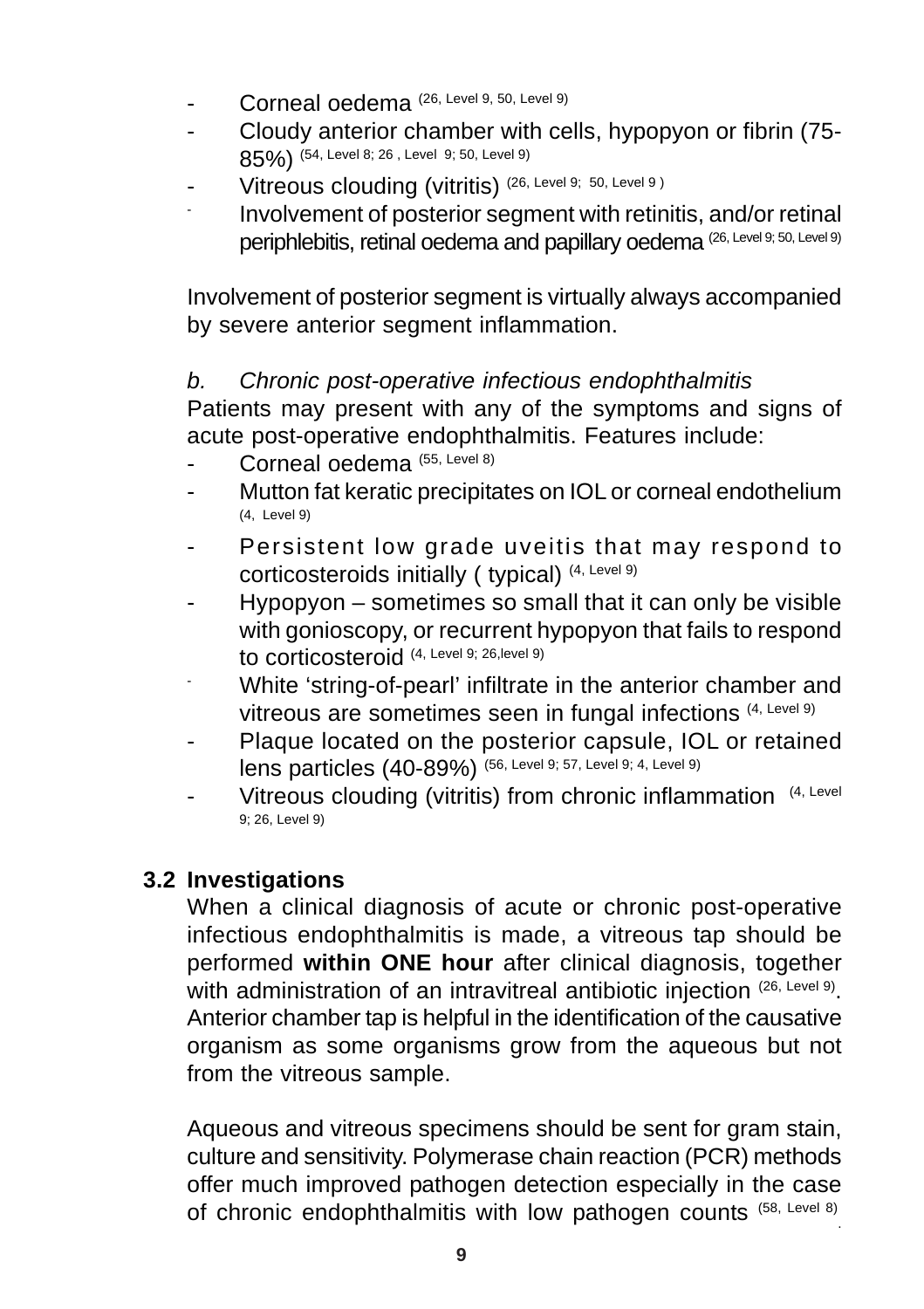- Corneal oedema [26, Level 9, 50, Level 9]
- Cloudy anterior chamber with cells, hypopyon or fibrin (75-85%) [54, Level 8; 26 , Level 9; 50, Level 9]
- Vitreous clouding (vitritis) [26, Level 9; 50, Level 9 ]
- Involvement of posterior segment with retinitis, and/or retinal periphlebitis, retinal oedema and papillary oedema [26, Level 9; 50, Level 9]

Involvement of posterior segment is virtually always accompanied by severe anterior segment inflammation.

*b. Chronic post-operative infectious endophthalmitis*

Patients may present with any of the symptoms and signs of acute post-operative endophthalmitis. Features include:

- Corneal oedema [55, Level 8]
- Mutton fat keratic precipitates on IOL or corneal endothelium [4, Level 9]
- Persistent low grade uveitis that may respond to corticosteroids initially ( typical) [4, Level 9]
- Hypopyon – sometimes so small that it can only be visible with gonioscopy, or recurrent hypopyon that fails to respond to corticosteroid [4, Level 9; 26,level 9]
- White 'string-of-pearl' infiltrate in the anterior chamber and vitreous are sometimes seen in fungal infections [4, Level 9]
- Plaque located on the posterior capsule, IOL or retained lens particles (40-89%) [56, Level 9; 57, Level 9; 4, Level 9]
- Vitreous clouding (vitritis) from chronic inflammation [4, Level 9; 26, Level 9]

## 3.2 Investigations

When a clinical diagnosis of acute or chronic post-operative infectious endophthalmitis is made, a vitreous tap should be performed **within ONE hour** after clinical diagnosis, together with administration of an intravitreal antibiotic injection [26, Level 9]. Anterior chamber tap is helpful in the identification of the causative organism as some organisms grow from the aqueous but not from the vitreous sample.

Aqueous and vitreous specimens should be sent for gram stain, culture and sensitivity. Polymerase chain reaction (PCR) methods offer much improved pathogen detection especially in the case of chronic endophthalmitis with low pathogen counts [58, Level 8].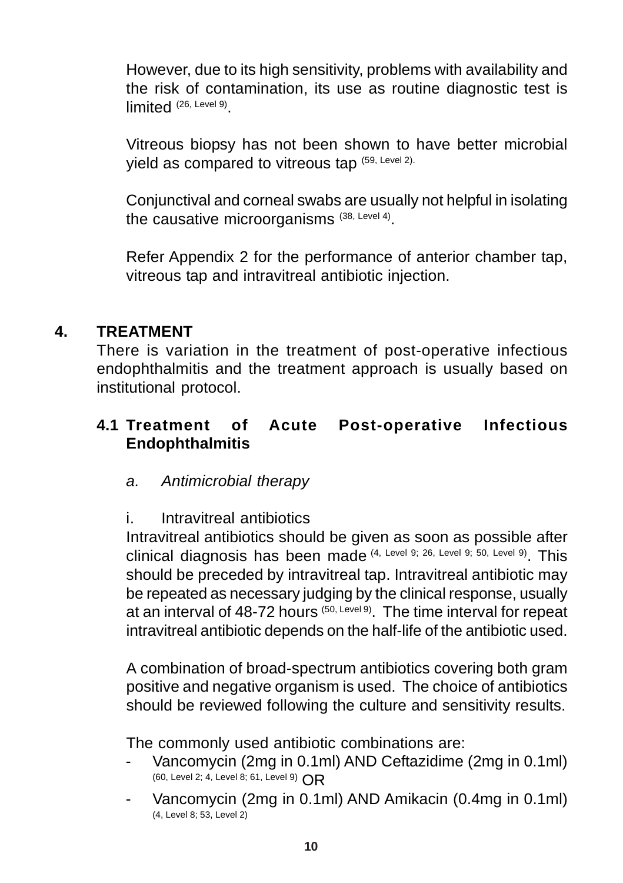However, due to its high sensitivity, problems with availability and the risk of contamination, its use as routine diagnostic test is limited [26, Level 9].

Vitreous biopsy has not been shown to have better microbial yield as compared to vitreous tap [59, Level 2].

Conjunctival and corneal swabs are usually not helpful in isolating the causative microorganisms [38, Level 4].

Refer Appendix 2 for the performance of anterior chamber tap, vitreous tap and intravitreal antibiotic injection.

## 4. TREATMENT

There is variation in the treatment of post-operative infectious endophthalmitis and the treatment approach is usually based on institutional protocol.

### 4.1 Treatment of Acute Post-operative Infectious Endophthalmitis

*a. Antimicrobial therapy*

i. Intravitreal antibiotics

Intravitreal antibiotics should be given as soon as possible after clinical diagnosis has been made [4, Level 9; 26, Level 9; 50, Level 9]. This should be preceded by intravitreal tap. Intravitreal antibiotic may be repeated as necessary judging by the clinical response, usually at an interval of 48-72 hours [50, Level 9]. The time interval for repeat intravitreal antibiotic depends on the half-life of the antibiotic used.

A combination of broad-spectrum antibiotics covering both gram positive and negative organism is used. The choice of antibiotics should be reviewed following the culture and sensitivity results.

The commonly used antibiotic combinations are:

- Vancomycin (2mg in 0.1ml) AND Ceftazidime (2mg in 0.1ml) [60, Level 2; 4, Level 8; 61, Level 9] OR
- Vancomycin (2mg in 0.1ml) AND Amikacin (0.4mg in 0.1ml) [4, Level 8; 53, Level 2]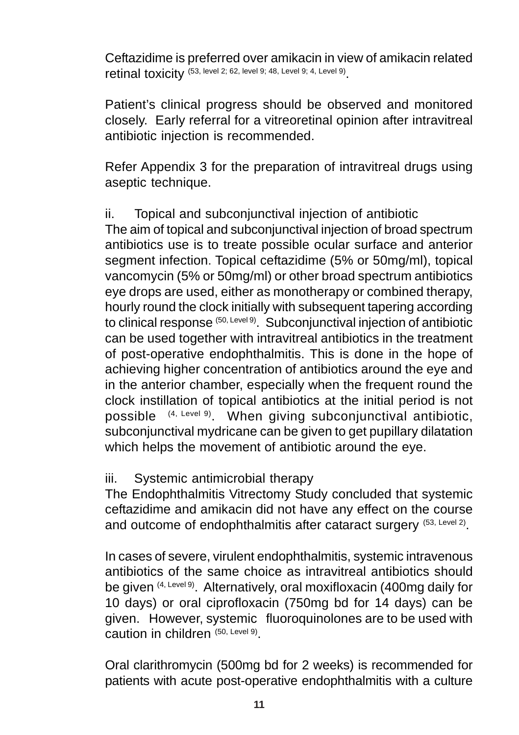Ceftazidime is preferred over amikacin in view of amikacin related retinal toxicity (53, level 2; 62, level 9; 48, Level 9; 4, Level 9).

Patient's clinical progress should be observed and monitored closely. Early referral for a vitreoretinal opinion after intravitreal antibiotic injection is recommended.

Refer Appendix 3 for the preparation of intravitreal drugs using aseptic technique.

ii. Topical and subconjunctival injection of antibiotic

The aim of topical and subconjunctival injection of broad spectrum antibiotics use is to treate possible ocular surface and anterior segment infection. Topical ceftazidime (5% or 50mg/ml), topical vancomycin (5% or 50mg/ml) or other broad spectrum antibiotics eye drops are used, either as monotherapy or combined therapy, hourly round the clock initially with subsequent tapering according to clinical response (50, Level 9). Subconjunctival injection of antibiotic can be used together with intravitreal antibiotics in the treatment of post-operative endophthalmitis. This is done in the hope of achieving higher concentration of antibiotics around the eye and in the anterior chamber, especially when the frequent round the clock instillation of topical antibiotics at the initial period is not possible (4, Level 9). When giving subconjunctival antibiotic, subconjunctival mydricane can be given to get pupillary dilatation which helps the movement of antibiotic around the eye.

iii. Systemic antimicrobial therapy

The Endophthalmitis Vitrectomy Study concluded that systemic ceftazidime and amikacin did not have any effect on the course and outcome of endophthalmitis after cataract surgery (53, Level 2).

In cases of severe, virulent endophthalmitis, systemic intravenous antibiotics of the same choice as intravitreal antibiotics should be given (4, Level 9). Alternatively, oral moxifloxacin (400mg daily for 10 days) or oral ciprofloxacin (750mg bd for 14 days) can be given. However, systemic fluoroquinolones are to be used with caution in children (50, Level 9).

Oral clarithromycin (500mg bd for 2 weeks) is recommended for patients with acute post-operative endophthalmitis with a culture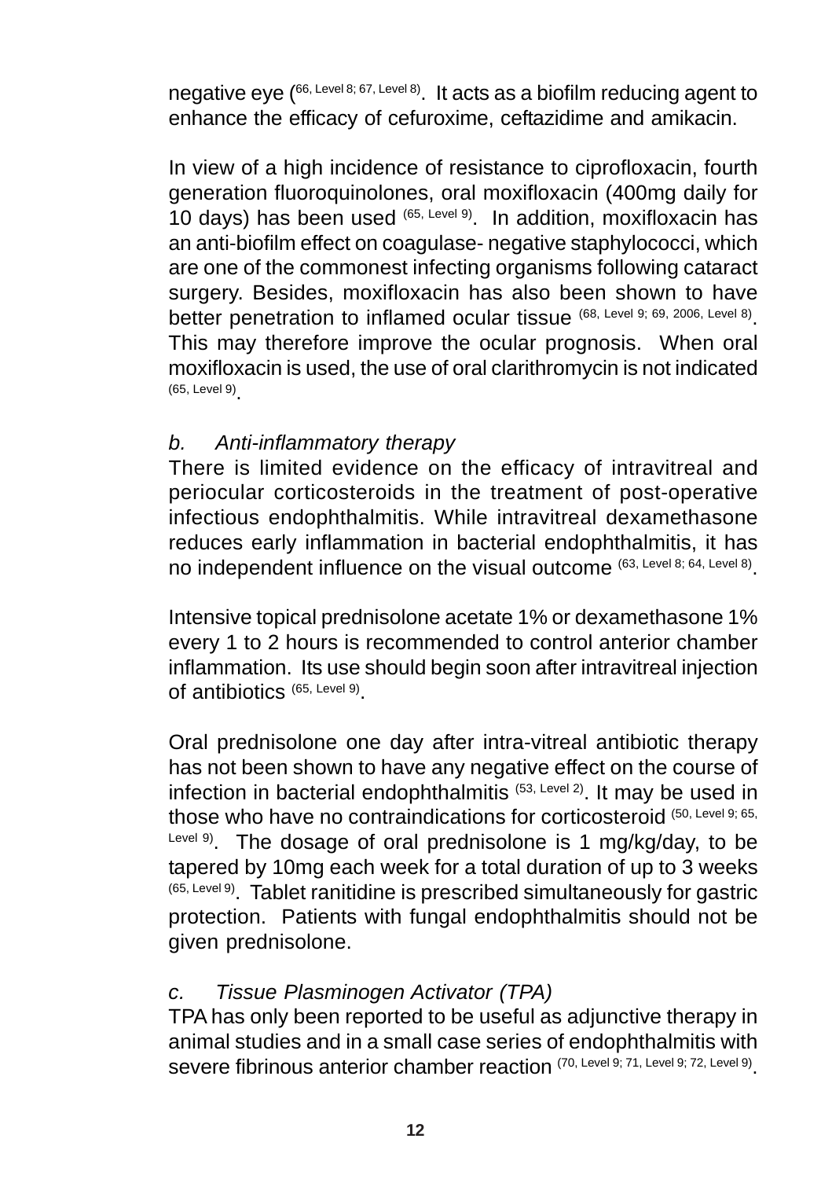negative eye [66, Level 8; 67, Level 8]. It acts as a biofilm reducing agent to enhance the efficacy of cefuroxime, ceftazidime and amikacin.

In view of a high incidence of resistance to ciprofloxacin, fourth generation fluoroquinolones, oral moxifloxacin (400mg daily for 10 days) has been used [65, Level 9]. In addition, moxifloxacin has an anti-biofilm effect on coagulase- negative staphylococci, which are one of the commonest infecting organisms following cataract surgery. Besides, moxifloxacin has also been shown to have better penetration to inflamed ocular tissue [68, Level 9; 69, 2006, Level 8]. This may therefore improve the ocular prognosis. When oral moxifloxacin is used, the use of oral clarithromycin is not indicated [65, Level 9].

*b. Anti-inflammatory therapy*

There is limited evidence on the efficacy of intravitreal and periocular corticosteroids in the treatment of post-operative infectious endophthalmitis. While intravitreal dexamethasone reduces early inflammation in bacterial endophthalmitis, it has no independent influence on the visual outcome [63, Level 8; 64, Level 8].

Intensive topical prednisolone acetate 1% or dexamethasone 1% every 1 to 2 hours is recommended to control anterior chamber inflammation. Its use should begin soon after intravitreal injection of antibiotics [65, Level 9].

Oral prednisolone one day after intra-vitreal antibiotic therapy has not been shown to have any negative effect on the course of infection in bacterial endophthalmitis [53, Level 2]. It may be used in those who have no contraindications for corticosteroid [50, Level 9; 65, Level 9]. The dosage of oral prednisolone is 1 mg/kg/day, to be tapered by 10mg each week for a total duration of up to 3 weeks [65, Level 9]. Tablet ranitidine is prescribed simultaneously for gastric protection. Patients with fungal endophthalmitis should not be given prednisolone.

*c. Tissue Plasminogen Activator (TPA)*

TPA has only been reported to be useful as adjunctive therapy in animal studies and in a small case series of endophthalmitis with severe fibrinous anterior chamber reaction [70, Level 9; 71, Level 9; 72, Level 9].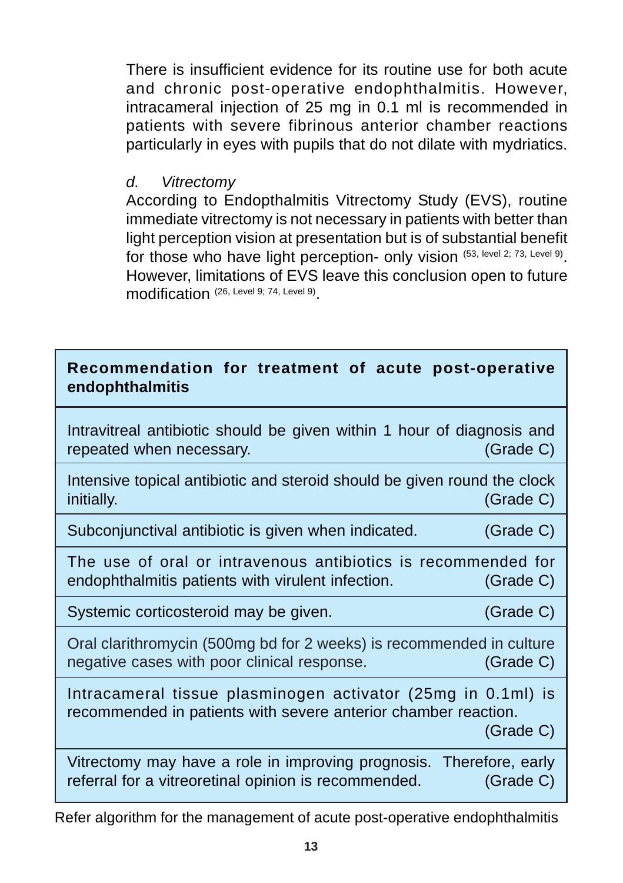There is insufficient evidence for its routine use for both acute and chronic post-operative endophthalmitis. However, intracameral injection of 25 mg in 0.1 ml is recommended in patients with severe fibrinous anterior chamber reactions particularly in eyes with pupils that do not dilate with mydriatics.

*d. Vitrectomy*

According to Endopthalmitis Vitrectomy Study (EVS), routine immediate vitrectomy is not necessary in patients with better than light perception vision at presentation but is of substantial benefit for those who have light perception- only vision [53, level 2; 73, Level 9]. However, limitations of EVS leave this conclusion open to future modification [26, Level 9; 74, Level 9].

| **Recommendation for treatment of acute post-operative endophthalmitis** |
|---|
| Intravitreal antibiotic should be given within 1 hour of diagnosis and repeated when necessary. (Grade C) |
| Intensive topical antibiotic and steroid should be given round the clock initially. (Grade C) |
| Subconjunctival antibiotic is given when indicated. (Grade C) |
| The use of oral or intravenous antibiotics is recommended for endophthalmitis patients with virulent infection. (Grade C) |
| Systemic corticosteroid may be given. (Grade C) |
| Oral clarithromycin (500mg bd for 2 weeks) is recommended in culture negative cases with poor clinical response. (Grade C) |
| Intracameral tissue plasminogen activator (25mg in 0.1ml) is recommended in patients with severe anterior chamber reaction. (Grade C) |
| Vitrectomy may have a role in improving prognosis. Therefore, early referral for a vitreoretinal opinion is recommended. (Grade C) |

Refer algorithm for the management of acute post-operative endophthalmitis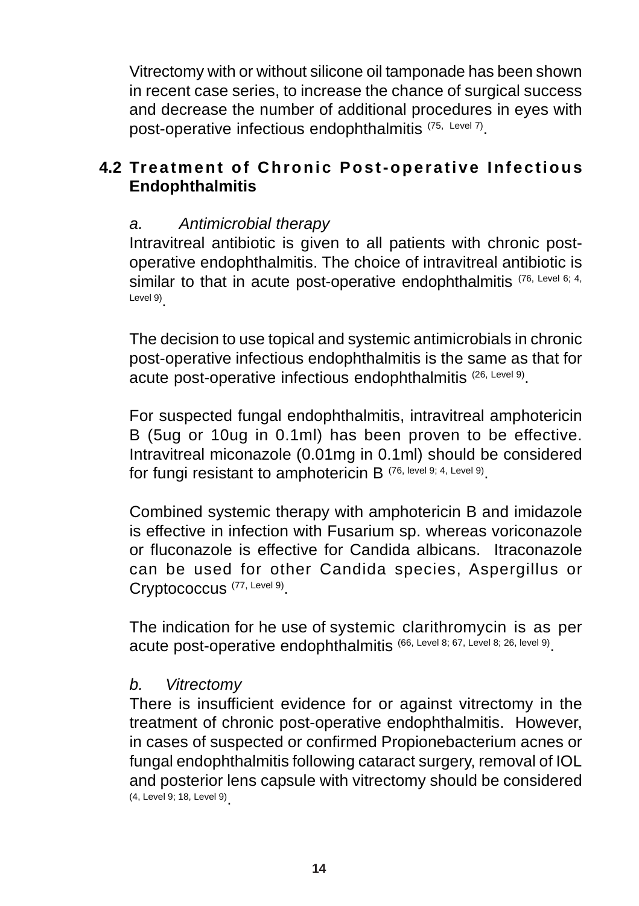Vitrectomy with or without silicone oil tamponade has been shown in recent case series, to increase the chance of surgical success and decrease the number of additional procedures in eyes with post-operative infectious endophthalmitis [75, Level 7].

## 4.2 Treatment of Chronic Post-operative Infectious Endophthalmitis

*a. Antimicrobial therapy*

Intravitreal antibiotic is given to all patients with chronic post-operative endophthalmitis. The choice of intravitreal antibiotic is similar to that in acute post-operative endophthalmitis [76, Level 6; 4, Level 9].

The decision to use topical and systemic antimicrobials in chronic post-operative infectious endophthalmitis is the same as that for acute post-operative infectious endophthalmitis [26, Level 9].

For suspected fungal endophthalmitis, intravitreal amphotericin B (5ug or 10ug in 0.1ml) has been proven to be effective. Intravitreal miconazole (0.01mg in 0.1ml) should be considered for fungi resistant to amphotericin B [76, level 9; 4, Level 9].

Combined systemic therapy with amphotericin B and imidazole is effective in infection with Fusarium sp. whereas voriconazole or fluconazole is effective for Candida albicans. Itraconazole can be used for other Candida species, Aspergillus or Cryptococcus [77, Level 9].

The indication for he use of systemic clarithromycin is as per acute post-operative endophthalmitis [66, Level 8; 67, Level 8; 26, level 9].

*b. Vitrectomy*

There is insufficient evidence for or against vitrectomy in the treatment of chronic post-operative endophthalmitis. However, in cases of suspected or confirmed Propionebacterium acnes or fungal endophthalmitis following cataract surgery, removal of IOL and posterior lens capsule with vitrectomy should be considered [4, Level 9; 18, Level 9].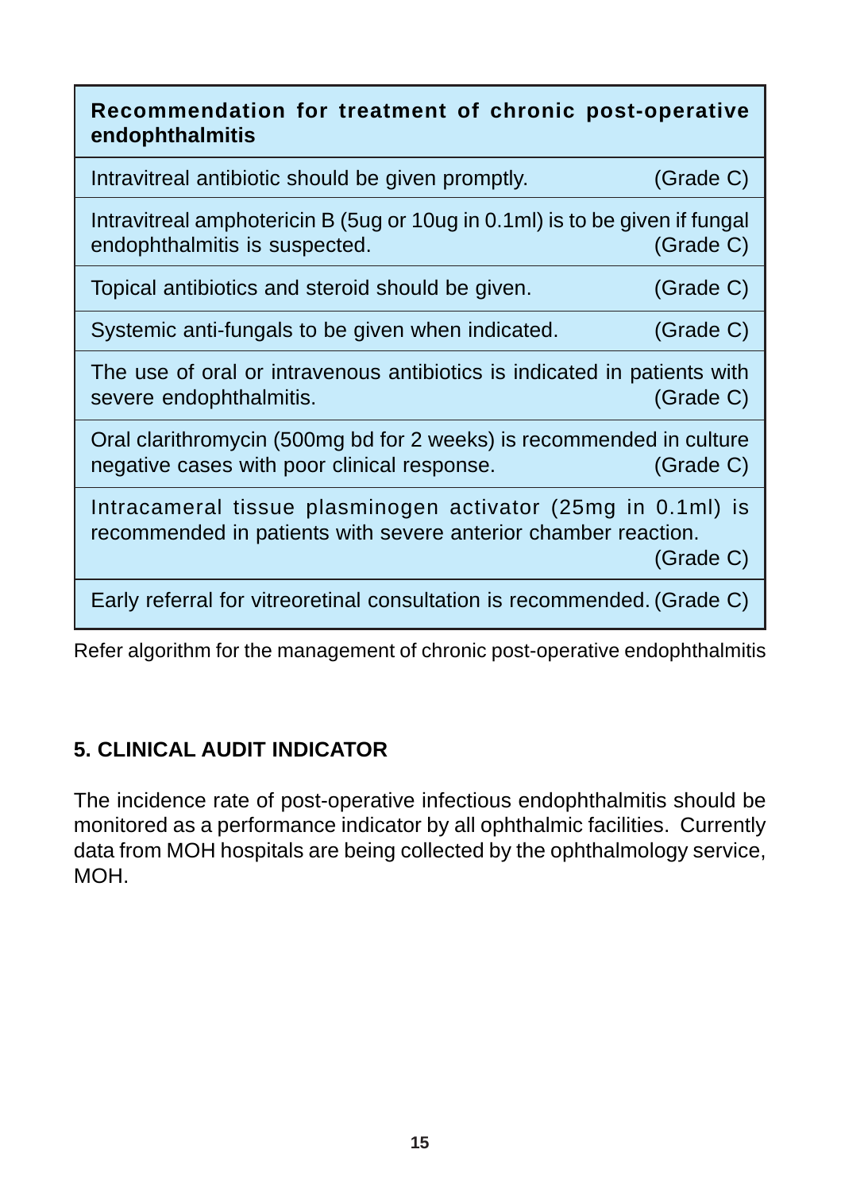| Recommendation for treatment of chronic post-operative endophthalmitis | |
|---|---|
| Intravitreal antibiotic should be given promptly. | (Grade C) |
| Intravitreal amphotericin B (5ug or 10ug in 0.1ml) is to be given if fungal endophthalmitis is suspected. | (Grade C) |
| Topical antibiotics and steroid should be given. | (Grade C) |
| Systemic anti-fungals to be given when indicated. | (Grade C) |
| The use of oral or intravenous antibiotics is indicated in patients with severe endophthalmitis. | (Grade C) |
| Oral clarithromycin (500mg bd for 2 weeks) is recommended in culture negative cases with poor clinical response. | (Grade C) |
| Intracameral tissue plasminogen activator (25mg in 0.1ml) is recommended in patients with severe anterior chamber reaction. | (Grade C) |
| Early referral for vitreoretinal consultation is recommended. | (Grade C) |

Refer algorithm for the management of chronic post-operative endophthalmitis

## 5. CLINICAL AUDIT INDICATOR

The incidence rate of post-operative infectious endophthalmitis should be monitored as a performance indicator by all ophthalmic facilities. Currently data from MOH hospitals are being collected by the ophthalmology service, MOH.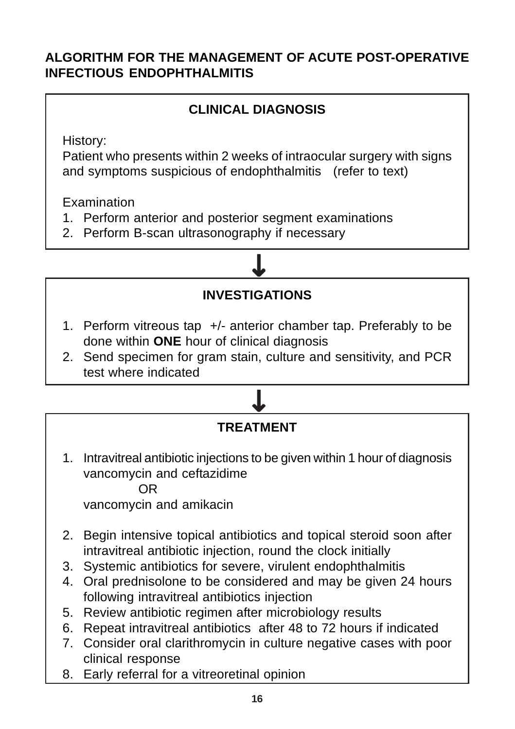## ALGORITHM FOR THE MANAGEMENT OF ACUTE POST-OPERATIVE INFECTIOUS ENDOPHTHALMITIS

### CLINICAL DIAGNOSIS

History:
Patient who presents within 2 weeks of intraocular surgery with signs and symptoms suspicious of endophthalmitis (refer to text)

Examination
1. Perform anterior and posterior segment examinations
2. Perform B-scan ultrasonography if necessary

↓

### INVESTIGATIONS

1. Perform vitreous tap +/- anterior chamber tap. Preferably to be done within **ONE** hour of clinical diagnosis
2. Send specimen for gram stain, culture and sensitivity, and PCR test where indicated

↓

### TREATMENT

1. Intravitreal antibiotic injections to be given within 1 hour of diagnosis
   vancomycin and ceftazidime
   OR
   vancomycin and amikacin
2. Begin intensive topical antibiotics and topical steroid soon after intravitreal antibiotic injection, round the clock initially
3. Systemic antibiotics for severe, virulent endophthalmitis
4. Oral prednisolone to be considered and may be given 24 hours following intravitreal antibiotics injection
5. Review antibiotic regimen after microbiology results
6. Repeat intravitreal antibiotics after 48 to 72 hours if indicated
7. Consider oral clarithromycin in culture negative cases with poor clinical response
8. Early referral for a vitreoretinal opinion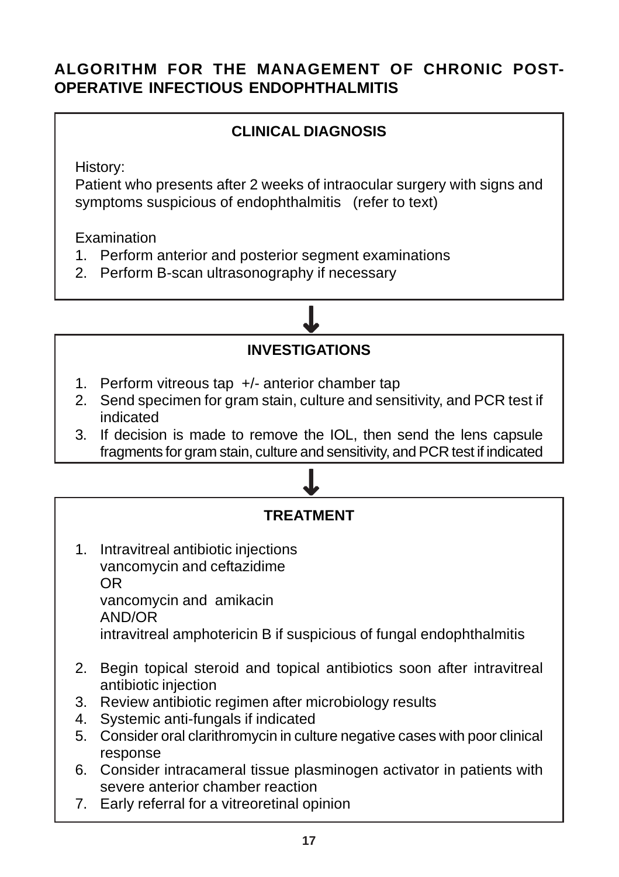## ALGORITHM FOR THE MANAGEMENT OF CHRONIC POST-OPERATIVE INFECTIOUS ENDOPHTHALMITIS

### CLINICAL DIAGNOSIS

History:
Patient who presents after 2 weeks of intraocular surgery with signs and symptoms suspicious of endophthalmitis (refer to text)

Examination
1. Perform anterior and posterior segment examinations
2. Perform B-scan ultrasonography if necessary

↓

### INVESTIGATIONS

1. Perform vitreous tap +/- anterior chamber tap
2. Send specimen for gram stain, culture and sensitivity, and PCR test if indicated
3. If decision is made to remove the IOL, then send the lens capsule fragments for gram stain, culture and sensitivity, and PCR test if indicated

↓

### TREATMENT

1. Intravitreal antibiotic injections
   vancomycin and ceftazidime
   OR
   vancomycin and amikacin
   AND/OR
   intravitreal amphotericin B if suspicious of fungal endophthalmitis
2. Begin topical steroid and topical antibiotics soon after intravitreal antibiotic injection
3. Review antibiotic regimen after microbiology results
4. Systemic anti-fungals if indicated
5. Consider oral clarithromycin in culture negative cases with poor clinical response
6. Consider intracameral tissue plasminogen activator in patients with severe anterior chamber reaction
7. Early referral for a vitreoretinal opinion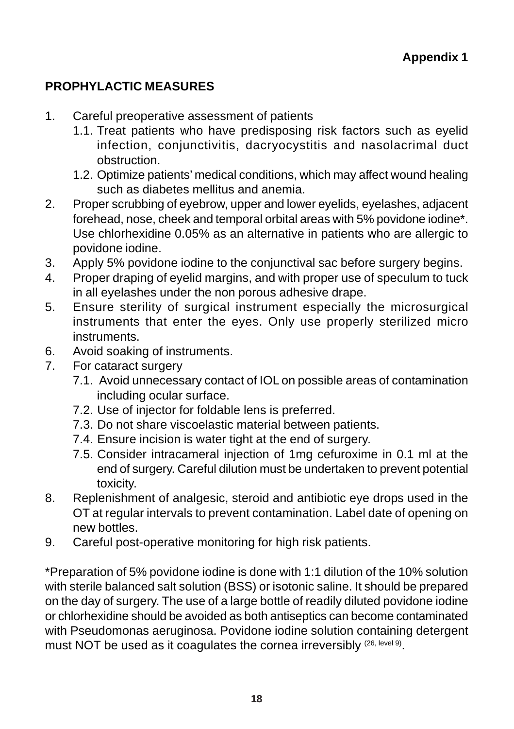**Appendix 1**

## PROPHYLACTIC MEASURES

1. Careful preoperative assessment of patients
   1.1. Treat patients who have predisposing risk factors such as eyelid infection, conjunctivitis, dacryocystitis and nasolacrimal duct obstruction.
   1.2. Optimize patients' medical conditions, which may affect wound healing such as diabetes mellitus and anemia.
2. Proper scrubbing of eyebrow, upper and lower eyelids, eyelashes, adjacent forehead, nose, cheek and temporal orbital areas with 5% povidone iodine*. Use chlorhexidine 0.05% as an alternative in patients who are allergic to povidone iodine.
3. Apply 5% povidone iodine to the conjunctival sac before surgery begins.
4. Proper draping of eyelid margins, and with proper use of speculum to tuck in all eyelashes under the non porous adhesive drape.
5. Ensure sterility of surgical instrument especially the microsurgical instruments that enter the eyes. Only use properly sterilized micro instruments.
6. Avoid soaking of instruments.
7. For cataract surgery
   7.1. Avoid unnecessary contact of IOL on possible areas of contamination including ocular surface.
   7.2. Use of injector for foldable lens is preferred.
   7.3. Do not share viscoelastic material between patients.
   7.4. Ensure incision is water tight at the end of surgery.
   7.5. Consider intracameral injection of 1mg cefuroxime in 0.1 ml at the end of surgery. Careful dilution must be undertaken to prevent potential toxicity.
8. Replenishment of analgesic, steroid and antibiotic eye drops used in the OT at regular intervals to prevent contamination. Label date of opening on new bottles.
9. Careful post-operative monitoring for high risk patients.

*Preparation of 5% povidone iodine is done with 1:1 dilution of the 10% solution with sterile balanced salt solution (BSS) or isotonic saline. It should be prepared on the day of surgery. The use of a large bottle of readily diluted povidone iodine or chlorhexidine should be avoided as both antiseptics can become contaminated with Pseudomonas aeruginosa. Povidone iodine solution containing detergent must NOT be used as it coagulates the cornea irreversibly [26, level 9].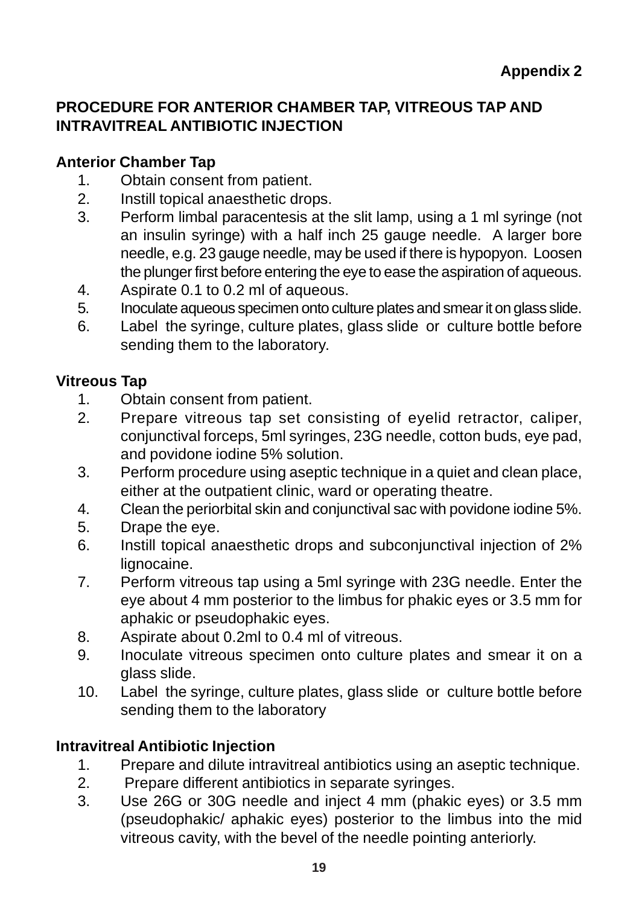**Appendix 2**

## PROCEDURE FOR ANTERIOR CHAMBER TAP, VITREOUS TAP AND INTRAVITREAL ANTIBIOTIC INJECTION

### Anterior Chamber Tap

1. Obtain consent from patient.
2. Instill topical anaesthetic drops.
3. Perform limbal paracentesis at the slit lamp, using a 1 ml syringe (not an insulin syringe) with a half inch 25 gauge needle. A larger bore needle, e.g. 23 gauge needle, may be used if there is hypopyon. Loosen the plunger first before entering the eye to ease the aspiration of aqueous.
4. Aspirate 0.1 to 0.2 ml of aqueous.
5. Inoculate aqueous specimen onto culture plates and smear it on glass slide.
6. Label the syringe, culture plates, glass slide or culture bottle before sending them to the laboratory.

### Vitreous Tap

1. Obtain consent from patient.
2. Prepare vitreous tap set consisting of eyelid retractor, caliper, conjunctival forceps, 5ml syringes, 23G needle, cotton buds, eye pad, and povidone iodine 5% solution.
3. Perform procedure using aseptic technique in a quiet and clean place, either at the outpatient clinic, ward or operating theatre.
4. Clean the periorbital skin and conjunctival sac with povidone iodine 5%.
5. Drape the eye.
6. Instill topical anaesthetic drops and subconjunctival injection of 2% lignocaine.
7. Perform vitreous tap using a 5ml syringe with 23G needle. Enter the eye about 4 mm posterior to the limbus for phakic eyes or 3.5 mm for aphakic or pseudophakic eyes.
8. Aspirate about 0.2ml to 0.4 ml of vitreous.
9. Inoculate vitreous specimen onto culture plates and smear it on a glass slide.
10. Label the syringe, culture plates, glass slide or culture bottle before sending them to the laboratory

### Intravitreal Antibiotic Injection

1. Prepare and dilute intravitreal antibiotics using an aseptic technique.
2. Prepare different antibiotics in separate syringes.
3. Use 26G or 30G needle and inject 4 mm (phakic eyes) or 3.5 mm (pseudophakic/ aphakic eyes) posterior to the limbus into the mid vitreous cavity, with the bevel of the needle pointing anteriorly.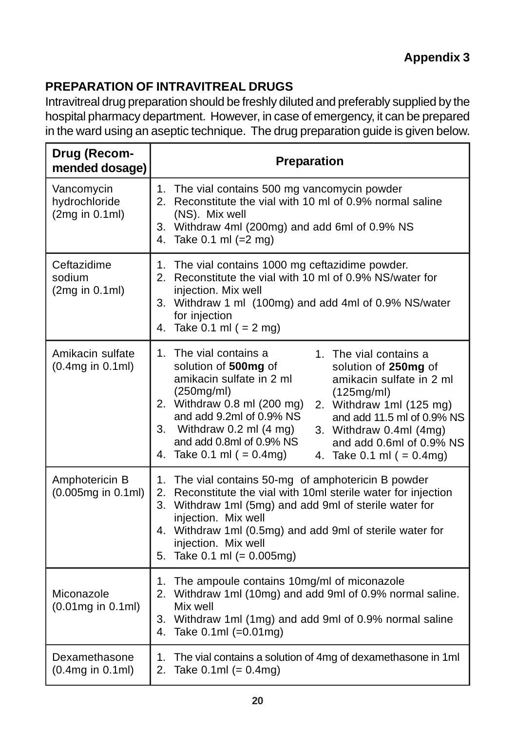**Appendix 3**

## PREPARATION OF INTRAVITREAL DRUGS

Intravitreal drug preparation should be freshly diluted and preferably supplied by the hospital pharmacy department. However, in case of emergency, it can be prepared in the ward using an aseptic technique. The drug preparation guide is given below.

| Drug (Recommended dosage) | Preparation | |
|---|---|---|
| Vancomycin hydrochloride (2mg in 0.1ml) | 1. The vial contains 500 mg vancomycin powder<br>2. Reconstitute the vial with 10 ml of 0.9% normal saline (NS). Mix well<br>3. Withdraw 4ml (200mg) and add 6ml of 0.9% NS<br>4. Take 0.1 ml (=2 mg) | |
| Ceftazidime sodium (2mg in 0.1ml) | 1. The vial contains 1000 mg ceftazidime powder.<br>2. Reconstitute the vial with 10 ml of 0.9% NS/water for injection. Mix well<br>3. Withdraw 1 ml (100mg) and add 4ml of 0.9% NS/water for injection<br>4. Take 0.1 ml ( = 2 mg) | |
| Amikacin sulfate (0.4mg in 0.1ml) | 1. The vial contains a solution of **500mg** of amikacin sulfate in 2 ml (250mg/ml)<br>2. Withdraw 0.8 ml (200 mg) and add 9.2ml of 0.9% NS<br>3. Withdraw 0.2 ml (4 mg) and add 0.8ml of 0.9% NS<br>4. Take 0.1 ml ( = 0.4mg) | 1. The vial contains a solution of **250mg** of amikacin sulfate in 2 ml (125mg/ml)<br>2. Withdraw 1ml (125 mg) and add 11.5 ml of 0.9% NS<br>3. Withdraw 0.4ml (4mg) and add 0.6ml of 0.9% NS<br>4. Take 0.1 ml ( = 0.4mg) |
| Amphotericin B (0.005mg in 0.1ml) | 1. The vial contains 50-mg of amphotericin B powder<br>2. Reconstitute the vial with 10ml sterile water for injection<br>3. Withdraw 1ml (5mg) and add 9ml of sterile water for injection. Mix well<br>4. Withdraw 1ml (0.5mg) and add 9ml of sterile water for injection. Mix well<br>5. Take 0.1 ml (= 0.005mg) | |
| Miconazole (0.01mg in 0.1ml) | 1. The ampoule contains 10mg/ml of miconazole<br>2. Withdraw 1ml (10mg) and add 9ml of 0.9% normal saline. Mix well<br>3. Withdraw 1ml (1mg) and add 9ml of 0.9% normal saline<br>4. Take 0.1ml (=0.01mg) | |
| Dexamethasone (0.4mg in 0.1ml) | 1. The vial contains a solution of 4mg of dexamethasone in 1ml<br>2. Take 0.1ml (= 0.4mg) | |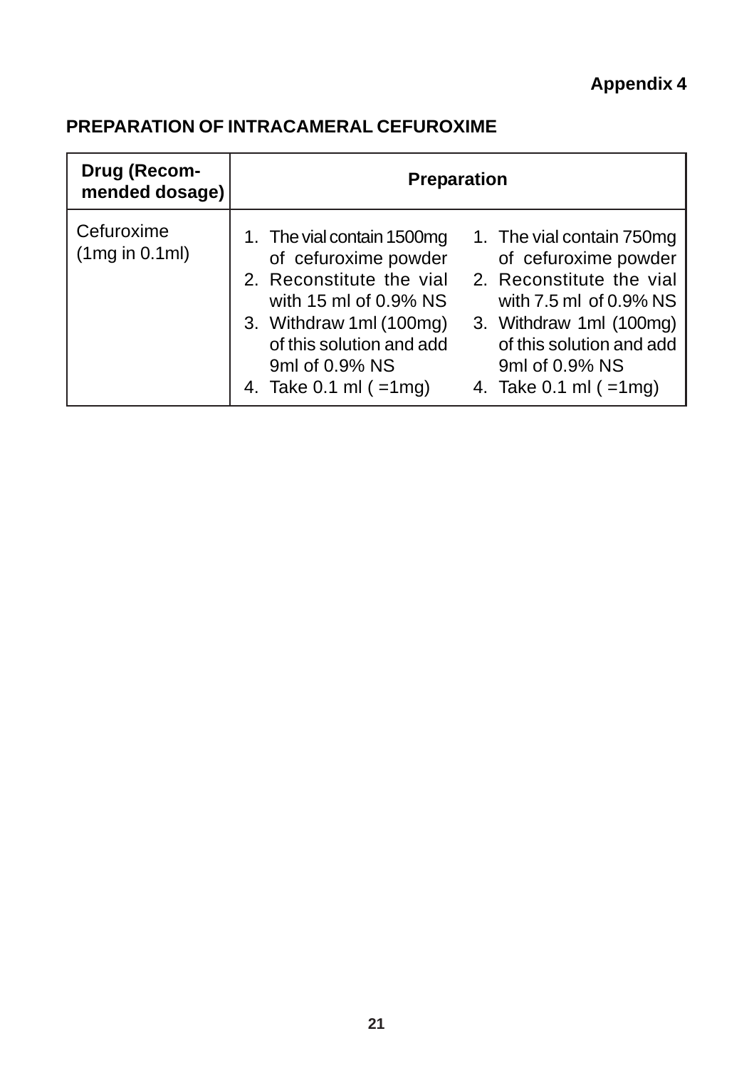**Appendix 4**

## PREPARATION OF INTRACAMERAL CEFUROXIME

| Drug (Recommended dosage) | Preparation | |
|---|---|---|
| Cefuroxime (1mg in 0.1ml) | 1. The vial contain 1500mg of cefuroxime powder<br>2. Reconstitute the vial with 15 ml of 0.9% NS<br>3. Withdraw 1ml (100mg) of this solution and add 9ml of 0.9% NS<br>4. Take 0.1 ml ( =1mg) | 1. The vial contain 750mg of cefuroxime powder<br>2. Reconstitute the vial with 7.5 ml of 0.9% NS<br>3. Withdraw 1ml (100mg) of this solution and add 9ml of 0.9% NS<br>4. Take 0.1 ml ( =1mg) |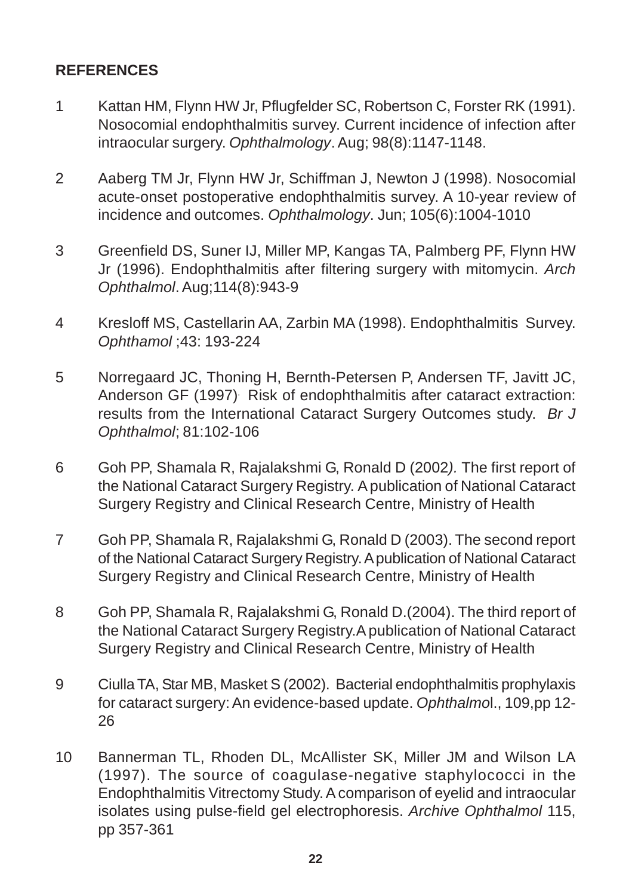## REFERENCES

1. Kattan HM, Flynn HW Jr, Pflugfelder SC, Robertson C, Forster RK (1991). Nosocomial endophthalmitis survey. Current incidence of infection after intraocular surgery. *Ophthalmology*. Aug; 98(8):1147-1148.

2. Aaberg TM Jr, Flynn HW Jr, Schiffman J, Newton J (1998). Nosocomial acute-onset postoperative endophthalmitis survey. A 10-year review of incidence and outcomes. *Ophthalmology*. Jun; 105(6):1004-1010

3. Greenfield DS, Suner IJ, Miller MP, Kangas TA, Palmberg PF, Flynn HW Jr (1996). Endophthalmitis after filtering surgery with mitomycin. *Arch Ophthalmol*. Aug;114(8):943-9

4. Kresloff MS, Castellarin AA, Zarbin MA (1998). Endophthalmitis Survey. *Ophthamol* ;43: 193-224

5. Norregaard JC, Thoning H, Bernth-Petersen P, Andersen TF, Javitt JC, Anderson GF (1997). Risk of endophthalmitis after cataract extraction: results from the International Cataract Surgery Outcomes study. *Br J Ophthalmol*; 81:102-106

6. Goh PP, Shamala R, Rajalakshmi G, Ronald D (2002*).* The first report of the National Cataract Surgery Registry. A publication of National Cataract Surgery Registry and Clinical Research Centre, Ministry of Health

7. Goh PP, Shamala R, Rajalakshmi G, Ronald D (2003). The second report of the National Cataract Surgery Registry. A publication of National Cataract Surgery Registry and Clinical Research Centre, Ministry of Health

8. Goh PP, Shamala R, Rajalakshmi G, Ronald D.(2004). The third report of the National Cataract Surgery Registry.A publication of National Cataract Surgery Registry and Clinical Research Centre, Ministry of Health

9. Ciulla TA, Star MB, Masket S (2002). Bacterial endophthalmitis prophylaxis for cataract surgery: An evidence-based update. *Ophthalmo*l., 109,pp 12-26

10. Bannerman TL, Rhoden DL, McAllister SK, Miller JM and Wilson LA (1997). The source of coagulase-negative staphylococci in the Endophthalmitis Vitrectomy Study. A comparison of eyelid and intraocular isolates using pulse-field gel electrophoresis. *Archive Ophthalmol* 115, pp 357-361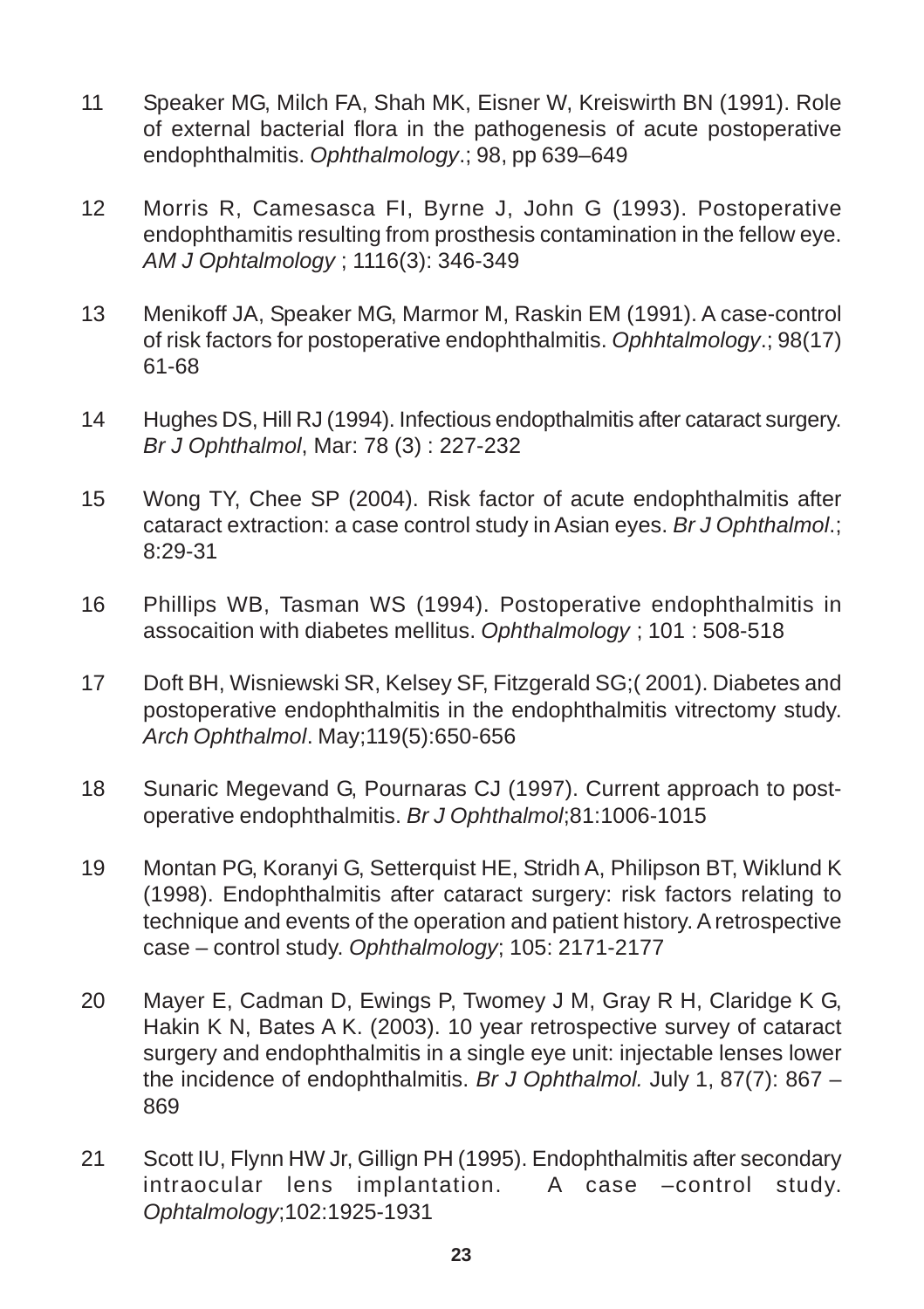11 Speaker MG, Milch FA, Shah MK, Eisner W, Kreiswirth BN (1991). Role of external bacterial flora in the pathogenesis of acute postoperative endophthalmitis. *Ophthalmology*.; 98, pp 639–649

12 Morris R, Camesasca FI, Byrne J, John G (1993). Postoperative endophthamitis resulting from prosthesis contamination in the fellow eye. *AM J Ophtalmology* ; 1116(3): 346-349

13 Menikoff JA, Speaker MG, Marmor M, Raskin EM (1991). A case-control of risk factors for postoperative endophthalmitis. *Ophhtalmology*.; 98(17) 61-68

14 Hughes DS, Hill RJ (1994). Infectious endopthalmitis after cataract surgery. *Br J Ophthalmol*, Mar: 78 (3) : 227-232

15 Wong TY, Chee SP (2004). Risk factor of acute endophthalmitis after cataract extraction: a case control study in Asian eyes. *Br J Ophthalmol*.; 8:29-31

16 Phillips WB, Tasman WS (1994). Postoperative endophthalmitis in assocaition with diabetes mellitus. *Ophthalmology* ; 101 : 508-518

17 Doft BH, Wisniewski SR, Kelsey SF, Fitzgerald SG;( 2001). Diabetes and postoperative endophthalmitis in the endophthalmitis vitrectomy study. *Arch Ophthalmol*. May;119(5):650-656

18 Sunaric Megevand G, Pournaras CJ (1997). Current approach to post-operative endophthalmitis. *Br J Ophthalmol*;81:1006-1015

19 Montan PG, Koranyi G, Setterquist HE, Stridh A, Philipson BT, Wiklund K (1998). Endophthalmitis after cataract surgery: risk factors relating to technique and events of the operation and patient history. A retrospective case – control study. *Ophthalmology*; 105: 2171-2177

20 Mayer E, Cadman D, Ewings P, Twomey J M, Gray R H, Claridge K G, Hakin K N, Bates A K. (2003). 10 year retrospective survey of cataract surgery and endophthalmitis in a single eye unit: injectable lenses lower the incidence of endophthalmitis. *Br J Ophthalmol.* July 1, 87(7): 867 – 869

21 Scott IU, Flynn HW Jr, Gillign PH (1995). Endophthalmitis after secondary intraocular lens implantation. A case –control study. *Ophtalmology*;102:1925-1931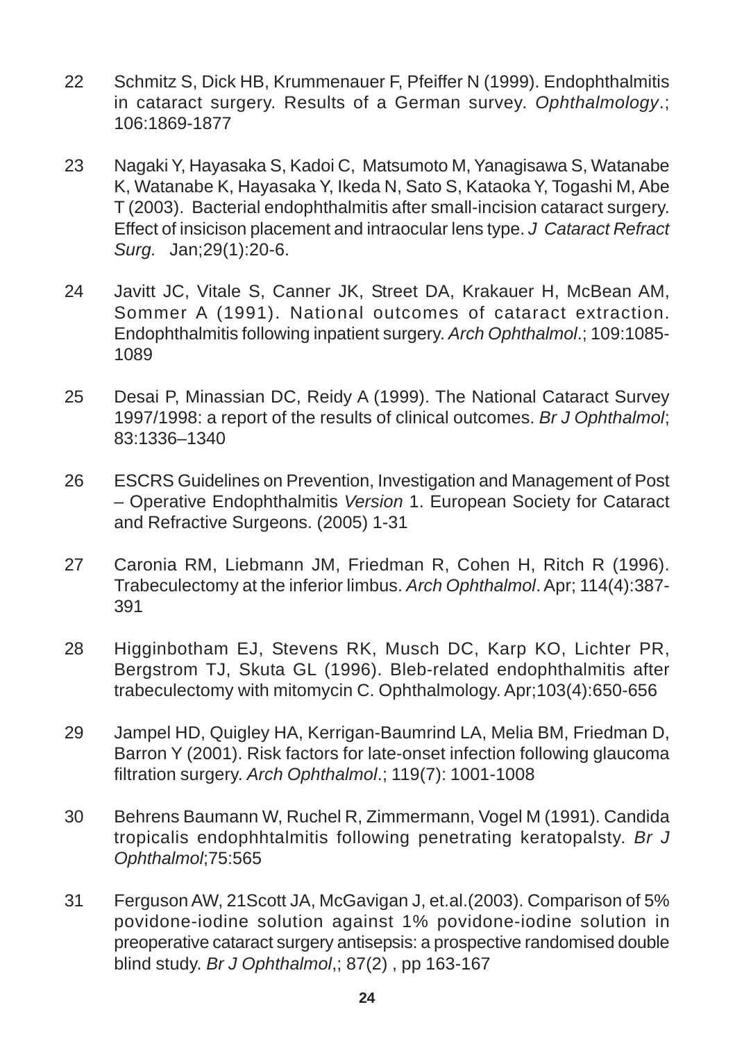22 Schmitz S, Dick HB, Krummenauer F, Pfeiffer N (1999). Endophthalmitis in cataract surgery. Results of a German survey. *Ophthalmology*.; 106:1869-1877

23 Nagaki Y, Hayasaka S, Kadoi C, Matsumoto M, Yanagisawa S, Watanabe K, Watanabe K, Hayasaka Y, Ikeda N, Sato S, Kataoka Y, Togashi M, Abe T (2003). Bacterial endophthalmitis after small-incision cataract surgery. Effect of insicison placement and intraocular lens type. *J Cataract Refract Surg.* Jan;29(1):20-6.

24 Javitt JC, Vitale S, Canner JK, Street DA, Krakauer H, McBean AM, Sommer A (1991). National outcomes of cataract extraction. Endophthalmitis following inpatient surgery. *Arch Ophthalmol*.; 109:1085-1089

25 Desai P, Minassian DC, Reidy A (1999). The National Cataract Survey 1997/1998: a report of the results of clinical outcomes. *Br J Ophthalmol*; 83:1336–1340

26 ESCRS Guidelines on Prevention, Investigation and Management of Post – Operative Endophthalmitis *Version* 1. European Society for Cataract and Refractive Surgeons. (2005) 1-31

27 Caronia RM, Liebmann JM, Friedman R, Cohen H, Ritch R (1996). Trabeculectomy at the inferior limbus. *Arch Ophthalmol*. Apr; 114(4):387-391

28 Higginbotham EJ, Stevens RK, Musch DC, Karp KO, Lichter PR, Bergstrom TJ, Skuta GL (1996). Bleb-related endophthalmitis after trabeculectomy with mitomycin C. Ophthalmology. Apr;103(4):650-656

29 Jampel HD, Quigley HA, Kerrigan-Baumrind LA, Melia BM, Friedman D, Barron Y (2001). Risk factors for late-onset infection following glaucoma filtration surgery. *Arch Ophthalmol*.; 119(7): 1001-1008

30 Behrens Baumann W, Ruchel R, Zimmermann, Vogel M (1991). Candida tropicalis endophhtalmitis following penetrating keratopalsty. *Br J Ophthalmol*;75:565

31 Ferguson AW, 21Scott JA, McGavigan J, et.al.(2003). Comparison of 5% povidone-iodine solution against 1% povidone-iodine solution in preoperative cataract surgery antisepsis: a prospective randomised double blind study. *Br J Ophthalmol*,; 87(2) , pp 163-167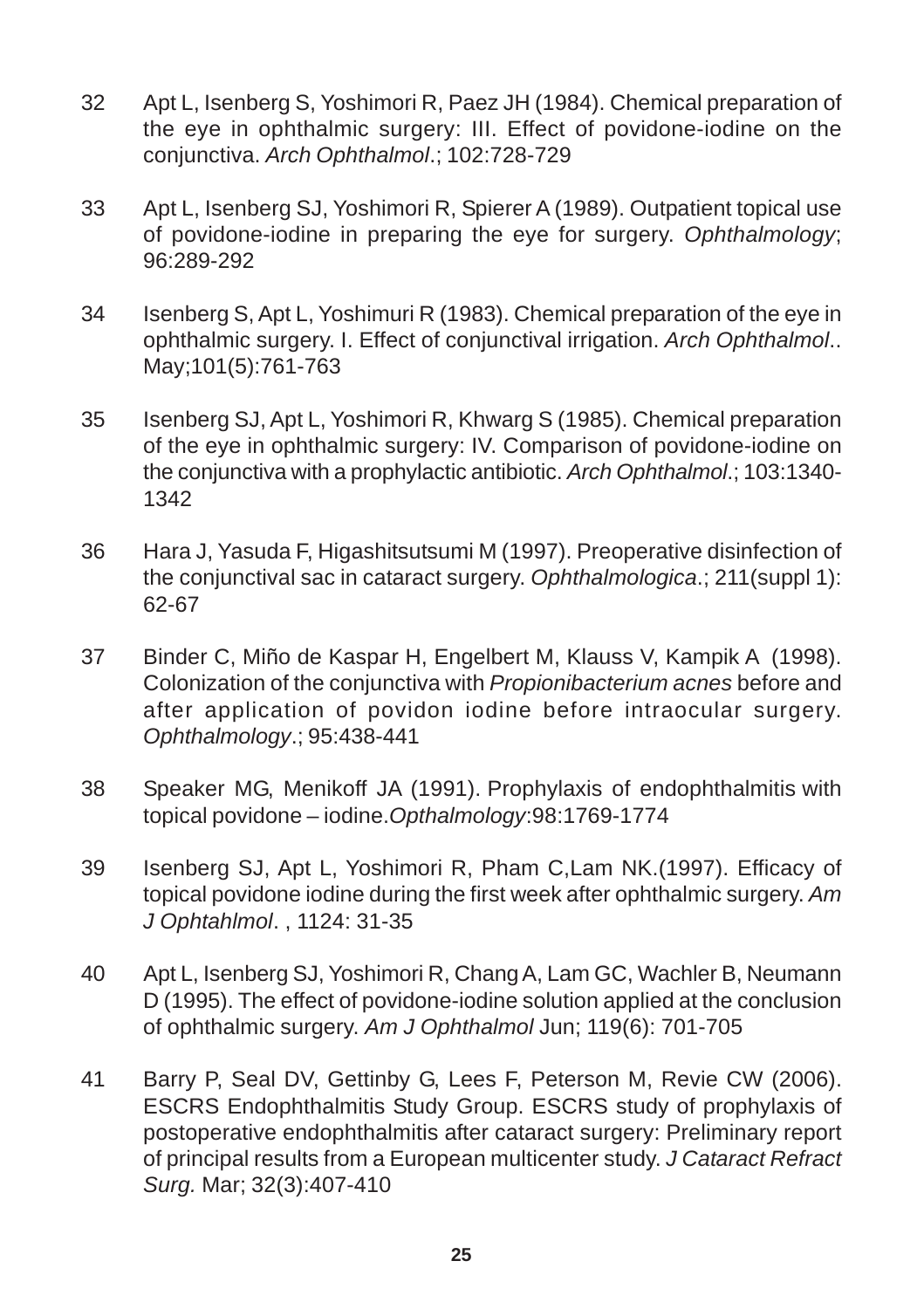32 Apt L, Isenberg S, Yoshimori R, Paez JH (1984). Chemical preparation of the eye in ophthalmic surgery: III. Effect of povidone-iodine on the conjunctiva. *Arch Ophthalmol*.; 102:728-729

33 Apt L, Isenberg SJ, Yoshimori R, Spierer A (1989). Outpatient topical use of povidone-iodine in preparing the eye for surgery. *Ophthalmology*; 96:289-292

34 Isenberg S, Apt L, Yoshimuri R (1983). Chemical preparation of the eye in ophthalmic surgery. I. Effect of conjunctival irrigation. *Arch Ophthalmol*.. May;101(5):761-763

35 Isenberg SJ, Apt L, Yoshimori R, Khwarg S (1985). Chemical preparation of the eye in ophthalmic surgery: IV. Comparison of povidone-iodine on the conjunctiva with a prophylactic antibiotic. *Arch Ophthalmol*.; 103:1340-1342

36 Hara J, Yasuda F, Higashitsutsumi M (1997). Preoperative disinfection of the conjunctival sac in cataract surgery. *Ophthalmologica*.; 211(suppl 1): 62-67

37 Binder C, Miño de Kaspar H, Engelbert M, Klauss V, Kampik A (1998). Colonization of the conjunctiva with *Propionibacterium acnes* before and after application of povidon iodine before intraocular surgery. *Ophthalmology*.; 95:438-441

38 Speaker MG, Menikoff JA (1991). Prophylaxis of endophthalmitis with topical povidone – iodine.*Opthalmology*:98:1769-1774

39 Isenberg SJ, Apt L, Yoshimori R, Pham C,Lam NK.(1997). Efficacy of topical povidone iodine during the first week after ophthalmic surgery. *Am J Ophtahlmol*. , 1124: 31-35

40 Apt L, Isenberg SJ, Yoshimori R, Chang A, Lam GC, Wachler B, Neumann D (1995). The effect of povidone-iodine solution applied at the conclusion of ophthalmic surgery. *Am J Ophthalmol* Jun; 119(6): 701-705

41 Barry P, Seal DV, Gettinby G, Lees F, Peterson M, Revie CW (2006). ESCRS Endophthalmitis Study Group. ESCRS study of prophylaxis of postoperative endophthalmitis after cataract surgery: Preliminary report of principal results from a European multicenter study. *J Cataract Refract Surg.* Mar; 32(3):407-410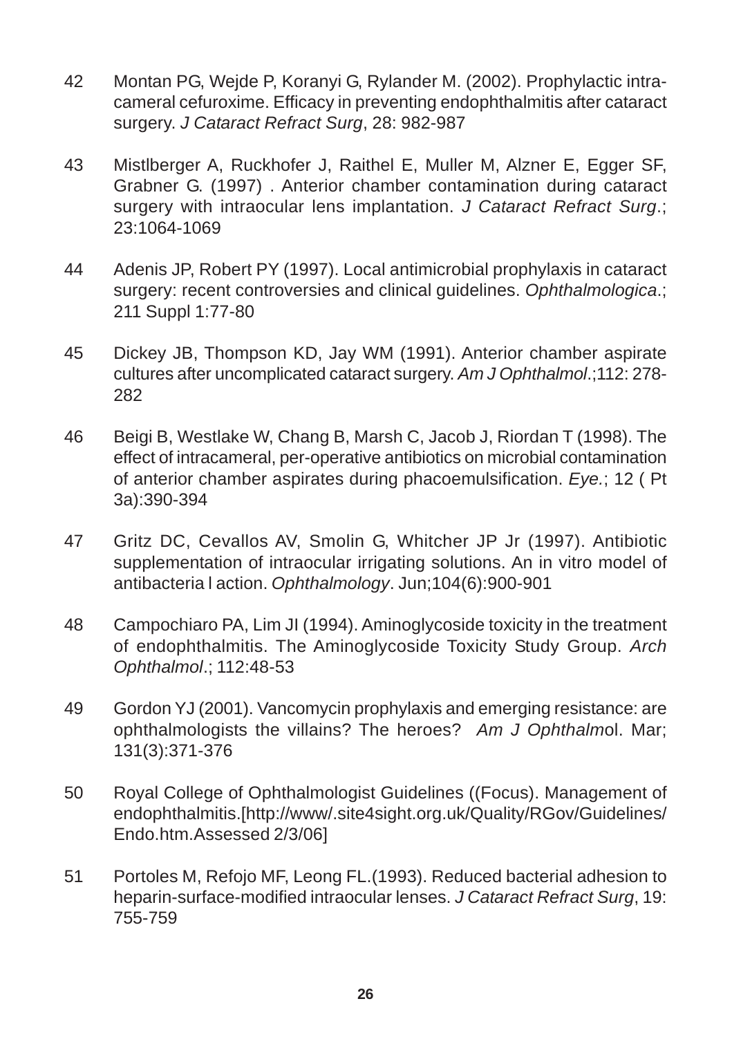42 Montan PG, Wejde P, Koranyi G, Rylander M. (2002). Prophylactic intracameral cefuroxime. Efficacy in preventing endophthalmitis after cataract surgery. *J Cataract Refract Surg*, 28: 982-987

43 Mistlberger A, Ruckhofer J, Raithel E, Muller M, Alzner E, Egger SF, Grabner G. (1997) . Anterior chamber contamination during cataract surgery with intraocular lens implantation. *J Cataract Refract Surg*.; 23:1064-1069

44 Adenis JP, Robert PY (1997). Local antimicrobial prophylaxis in cataract surgery: recent controversies and clinical guidelines. *Ophthalmologica*.; 211 Suppl 1:77-80

45 Dickey JB, Thompson KD, Jay WM (1991). Anterior chamber aspirate cultures after uncomplicated cataract surgery. *Am J Ophthalmol*.;112: 278-282

46 Beigi B, Westlake W, Chang B, Marsh C, Jacob J, Riordan T (1998). The effect of intracameral, per-operative antibiotics on microbial contamination of anterior chamber aspirates during phacoemulsification. *Eye.*; 12 ( Pt 3a):390-394

47 Gritz DC, Cevallos AV, Smolin G, Whitcher JP Jr (1997). Antibiotic supplementation of intraocular irrigating solutions. An in vitro model of antibacteria l action. *Ophthalmology*. Jun;104(6):900-901

48 Campochiaro PA, Lim JI (1994). Aminoglycoside toxicity in the treatment of endophthalmitis. The Aminoglycoside Toxicity Study Group. *Arch Ophthalmol*.; 112:48-53

49 Gordon YJ (2001). Vancomycin prophylaxis and emerging resistance: are ophthalmologists the villains? The heroes? *Am J Ophthalmo*l. Mar; 131(3):371-376

50 Royal College of Ophthalmologist Guidelines ((Focus). Management of endophthalmitis.[http://www/.site4sight.org.uk/Quality/RGov/Guidelines/Endo.htm.Assessed 2/3/06]

51 Portoles M, Refojo MF, Leong FL.(1993). Reduced bacterial adhesion to heparin-surface-modified intraocular lenses. *J Cataract Refract Surg*, 19: 755-759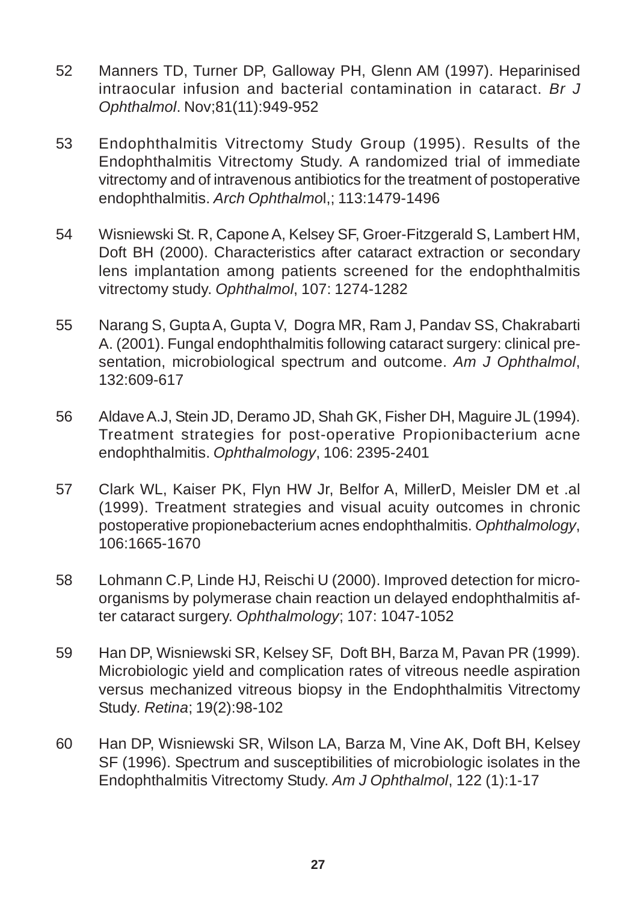52 Manners TD, Turner DP, Galloway PH, Glenn AM (1997). Heparinised intraocular infusion and bacterial contamination in cataract. *Br J Ophthalmol*. Nov;81(11):949-952

53 Endophthalmitis Vitrectomy Study Group (1995). Results of the Endophthalmitis Vitrectomy Study. A randomized trial of immediate vitrectomy and of intravenous antibiotics for the treatment of postoperative endophthalmitis. *Arch Ophthalmo*l,; 113:1479-1496

54 Wisniewski St. R, Capone A, Kelsey SF, Groer-Fitzgerald S, Lambert HM, Doft BH (2000). Characteristics after cataract extraction or secondary lens implantation among patients screened for the endophthalmitis vitrectomy study. *Ophthalmol*, 107: 1274-1282

55 Narang S, Gupta A, Gupta V, Dogra MR, Ram J, Pandav SS, Chakrabarti A. (2001). Fungal endophthalmitis following cataract surgery: clinical presentation, microbiological spectrum and outcome. *Am J Ophthalmol*, 132:609-617

56 Aldave A.J, Stein JD, Deramo JD, Shah GK, Fisher DH, Maguire JL (1994). Treatment strategies for post-operative Propionibacterium acne endophthalmitis. *Ophthalmology*, 106: 2395-2401

57 Clark WL, Kaiser PK, Flyn HW Jr, Belfor A, MillerD, Meisler DM et .al (1999). Treatment strategies and visual acuity outcomes in chronic postoperative propionebacterium acnes endophthalmitis. *Ophthalmology*, 106:1665-1670

58 Lohmann C.P, Linde HJ, Reischi U (2000). Improved detection for microorganisms by polymerase chain reaction un delayed endophthalmitis after cataract surgery. *Ophthalmology*; 107: 1047-1052

59 Han DP, Wisniewski SR, Kelsey SF, Doft BH, Barza M, Pavan PR (1999). Microbiologic yield and complication rates of vitreous needle aspiration versus mechanized vitreous biopsy in the Endophthalmitis Vitrectomy Study. *Retina*; 19(2):98-102

60 Han DP, Wisniewski SR, Wilson LA, Barza M, Vine AK, Doft BH, Kelsey SF (1996). Spectrum and susceptibilities of microbiologic isolates in the Endophthalmitis Vitrectomy Study. *Am J Ophthalmol*, 122 (1):1-17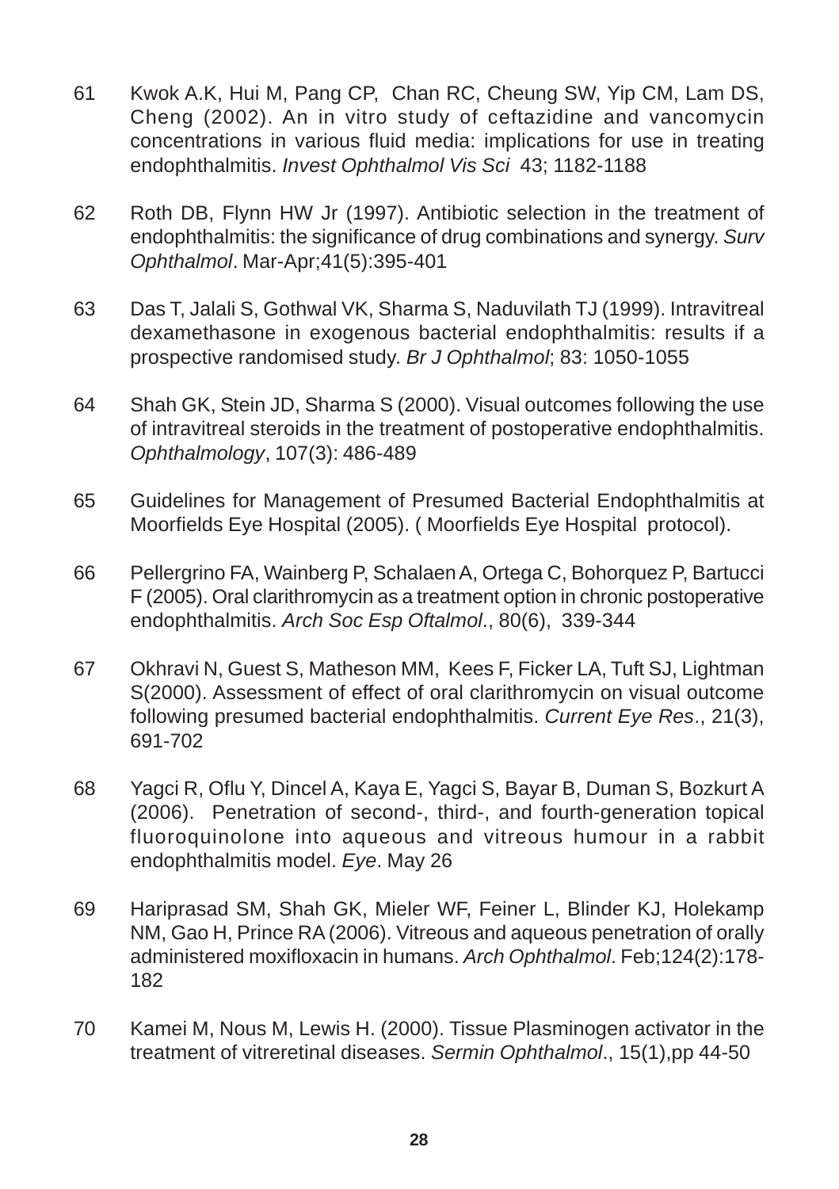61 Kwok A.K, Hui M, Pang CP, Chan RC, Cheung SW, Yip CM, Lam DS, Cheng (2002). An in vitro study of ceftazidine and vancomycin concentrations in various fluid media: implications for use in treating endophthalmitis. *Invest Ophthalmol Vis Sci* 43; 1182-1188

62 Roth DB, Flynn HW Jr (1997). Antibiotic selection in the treatment of endophthalmitis: the significance of drug combinations and synergy. *Surv Ophthalmol*. Mar-Apr;41(5):395-401

63 Das T, Jalali S, Gothwal VK, Sharma S, Naduvilath TJ (1999). Intravitreal dexamethasone in exogenous bacterial endophthalmitis: results if a prospective randomised study. *Br J Ophthalmol*; 83: 1050-1055

64 Shah GK, Stein JD, Sharma S (2000). Visual outcomes following the use of intravitreal steroids in the treatment of postoperative endophthalmitis. *Ophthalmology*, 107(3): 486-489

65 Guidelines for Management of Presumed Bacterial Endophthalmitis at Moorfields Eye Hospital (2005). ( Moorfields Eye Hospital protocol).

66 Pellergrino FA, Wainberg P, Schalaen A, Ortega C, Bohorquez P, Bartucci F (2005). Oral clarithromycin as a treatment option in chronic postoperative endophthalmitis. *Arch Soc Esp Oftalmol*., 80(6), 339-344

67 Okhravi N, Guest S, Matheson MM, Kees F, Ficker LA, Tuft SJ, Lightman S(2000). Assessment of effect of oral clarithromycin on visual outcome following presumed bacterial endophthalmitis. *Current Eye Res*., 21(3), 691-702

68 Yagci R, Oflu Y, Dincel A, Kaya E, Yagci S, Bayar B, Duman S, Bozkurt A (2006). Penetration of second-, third-, and fourth-generation topical fluoroquinolone into aqueous and vitreous humour in a rabbit endophthalmitis model. *Eye*. May 26

69 Hariprasad SM, Shah GK, Mieler WF, Feiner L, Blinder KJ, Holekamp NM, Gao H, Prince RA (2006). Vitreous and aqueous penetration of orally administered moxifloxacin in humans. *Arch Ophthalmol*. Feb;124(2):178-182

70 Kamei M, Nous M, Lewis H. (2000). Tissue Plasminogen activator in the treatment of vitreretinal diseases. *Sermin Ophthalmol*., 15(1),pp 44-50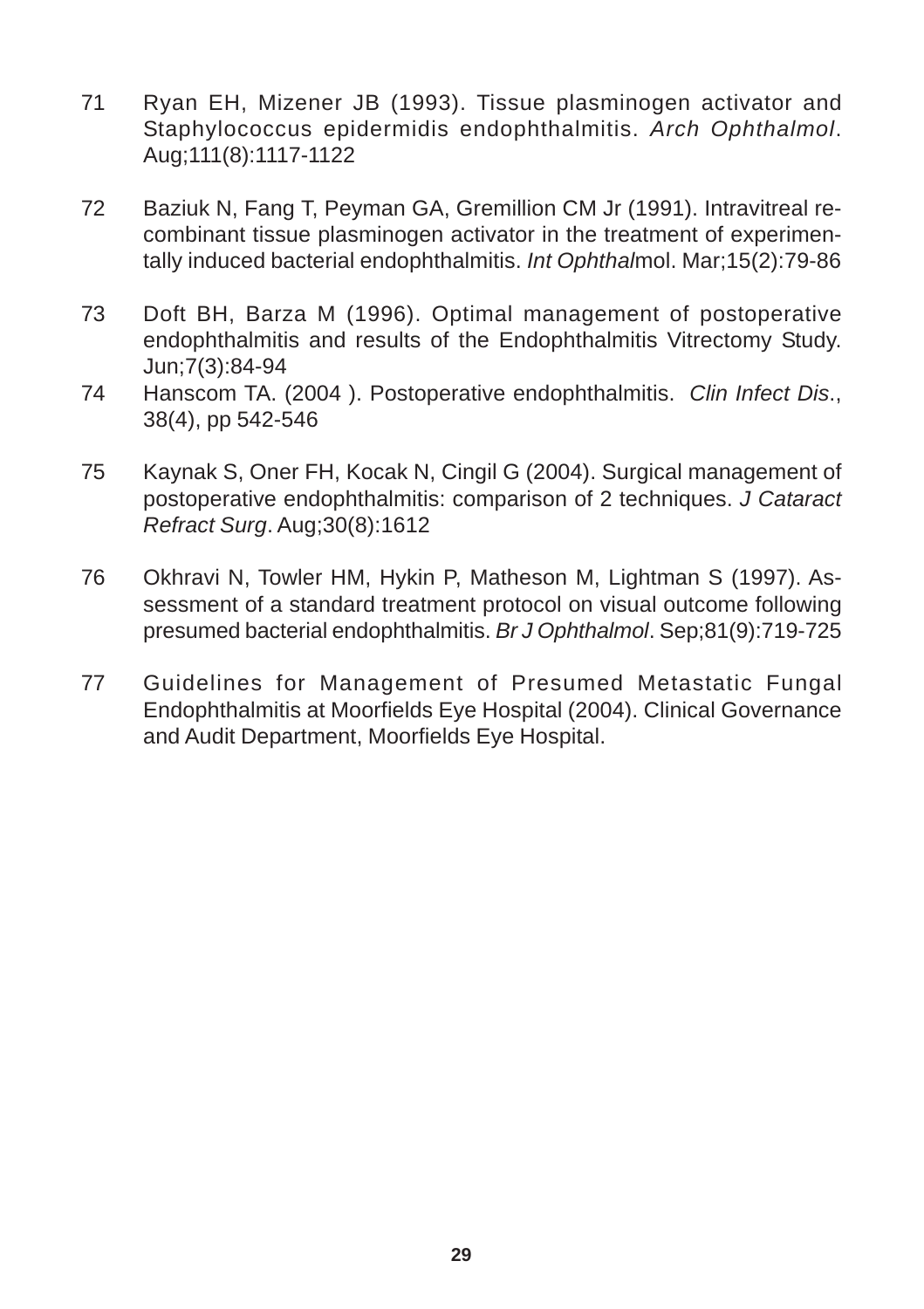71 Ryan EH, Mizener JB (1993). Tissue plasminogen activator and Staphylococcus epidermidis endophthalmitis. *Arch Ophthalmol*. Aug;111(8):1117-1122

72 Baziuk N, Fang T, Peyman GA, Gremillion CM Jr (1991). Intravitreal recombinant tissue plasminogen activator in the treatment of experimentally induced bacterial endophthalmitis. *Int Ophthal*mol. Mar;15(2):79-86

73 Doft BH, Barza M (1996). Optimal management of postoperative endophthalmitis and results of the Endophthalmitis Vitrectomy Study. Jun;7(3):84-94

74 Hanscom TA. (2004 ). Postoperative endophthalmitis. *Clin Infect Dis*., 38(4), pp 542-546

75 Kaynak S, Oner FH, Kocak N, Cingil G (2004). Surgical management of postoperative endophthalmitis: comparison of 2 techniques. *J Cataract Refract Surg*. Aug;30(8):1612

76 Okhravi N, Towler HM, Hykin P, Matheson M, Lightman S (1997). Assessment of a standard treatment protocol on visual outcome following presumed bacterial endophthalmitis. *Br J Ophthalmol*. Sep;81(9):719-725

77 Guidelines for Management of Presumed Metastatic Fungal Endophthalmitis at Moorfields Eye Hospital (2004). Clinical Governance and Audit Department, Moorfields Eye Hospital.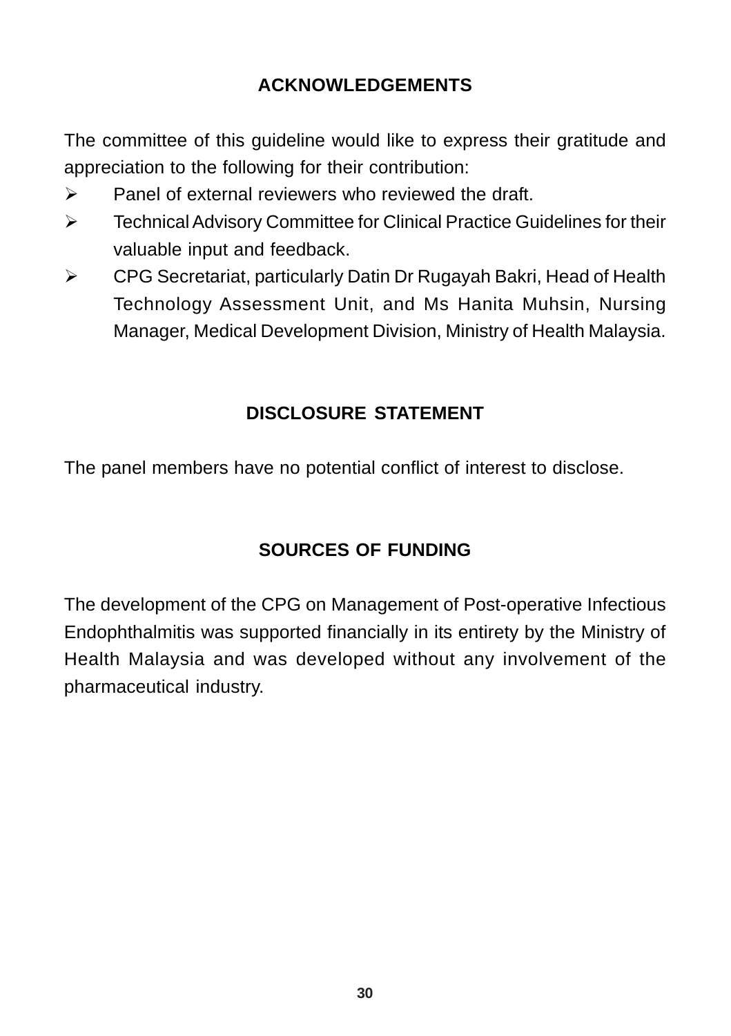# ACKNOWLEDGEMENTS

The committee of this guideline would like to express their gratitude and appreciation to the following for their contribution:

- Panel of external reviewers who reviewed the draft.
- Technical Advisory Committee for Clinical Practice Guidelines for their valuable input and feedback.
- CPG Secretariat, particularly Datin Dr Rugayah Bakri, Head of Health Technology Assessment Unit, and Ms Hanita Muhsin, Nursing Manager, Medical Development Division, Ministry of Health Malaysia.

# DISCLOSURE STATEMENT

The panel members have no potential conflict of interest to disclose.

# SOURCES OF FUNDING

The development of the CPG on Management of Post-operative Infectious Endophthalmitis was supported financially in its entirety by the Ministry of Health Malaysia and was developed without any involvement of the pharmaceutical industry.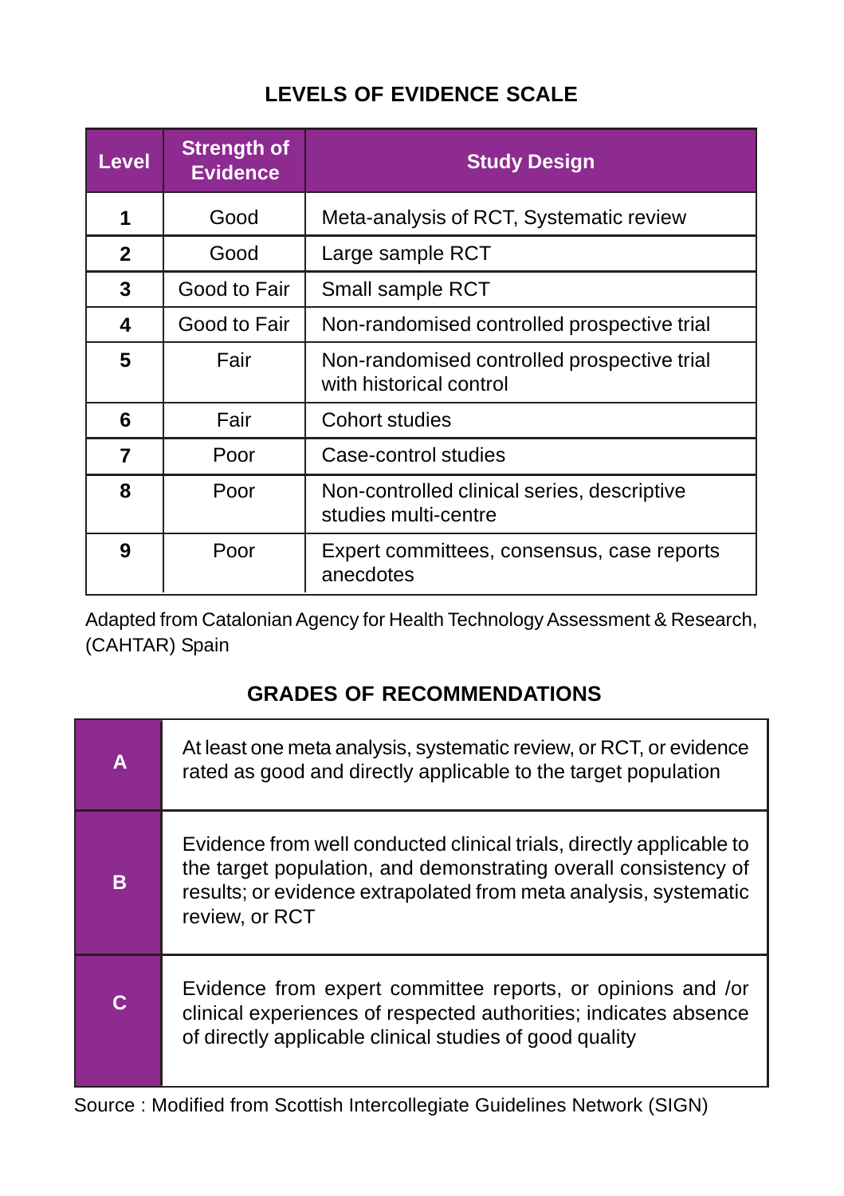## LEVELS OF EVIDENCE SCALE

| Level | Strength of Evidence | Study Design |
|---|---|---|
| **1** | Good | Meta-analysis of RCT, Systematic review |
| **2** | Good | Large sample RCT |
| **3** | Good to Fair | Small sample RCT |
| **4** | Good to Fair | Non-randomised controlled prospective trial |
| **5** | Fair | Non-randomised controlled prospective trial with historical control |
| **6** | Fair | Cohort studies |
| **7** | Poor | Case-control studies |
| **8** | Poor | Non-controlled clinical series, descriptive studies multi-centre |
| **9** | Poor | Expert committees, consensus, case reports anecdotes |

Adapted from Catalonian Agency for Health Technology Assessment & Research, (CAHTAR) Spain

## GRADES OF RECOMMENDATIONS

| | |
|---|---|
| **A** | At least one meta analysis, systematic review, or RCT, or evidence rated as good and directly applicable to the target population |
| **B** | Evidence from well conducted clinical trials, directly applicable to the target population, and demonstrating overall consistency of results; or evidence extrapolated from meta analysis, systematic review, or RCT |
| **C** | Evidence from expert committee reports, or opinions and /or clinical experiences of respected authorities; indicates absence of directly applicable clinical studies of good quality |

Source : Modified from Scottish Intercollegiate Guidelines Network (SIGN)